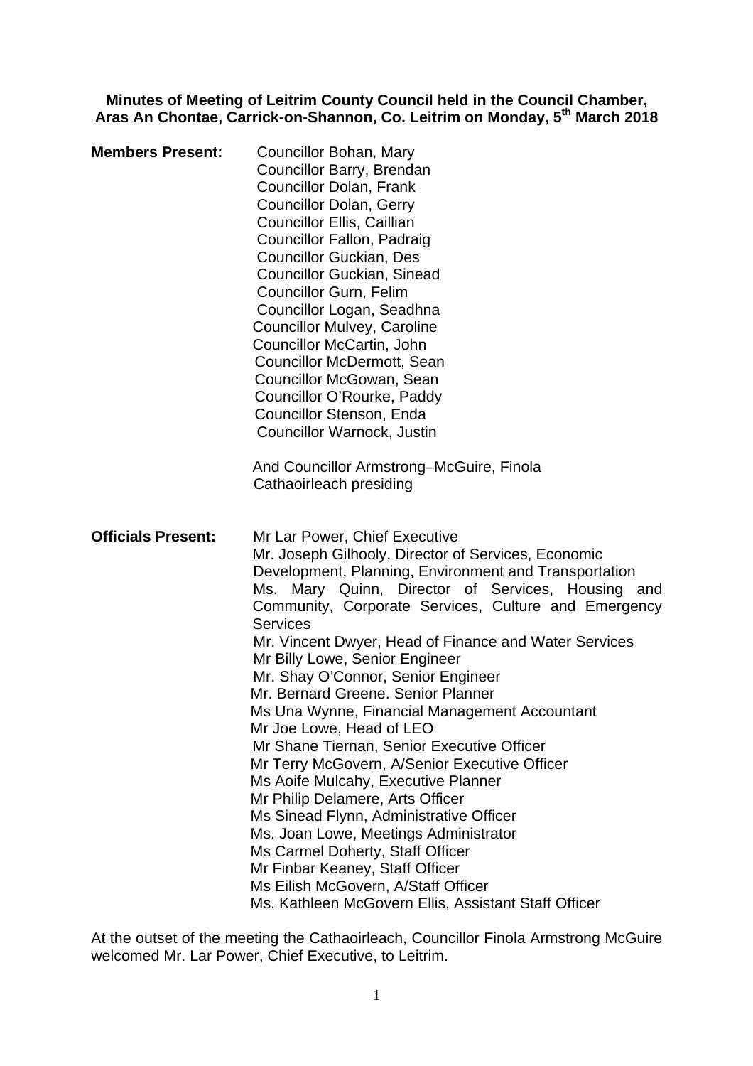**Minutes of Meeting of Leitrim County Council held in the Council Chamber, Aras An Chontae, Carrick-on-Shannon, Co. Leitrim on Monday, 5th March 2018**

**Members Present:**

Councillor Bohan, Mary
Councillor Barry, Brendan
Councillor Dolan, Frank
Councillor Dolan, Gerry
Councillor Ellis, Caillian
Councillor Fallon, Padraig
Councillor Guckian, Des
Councillor Guckian, Sinead
Councillor Gurn, Felim
Councillor Logan, Seadhna
Councillor Mulvey, Caroline
Councillor McCartin, John
Councillor McDermott, Sean
Councillor McGowan, Sean
Councillor O'Rourke, Paddy
Councillor Stenson, Enda
Councillor Warnock, Justin

And Councillor Armstrong–McGuire, Finola
Cathaoirleach presiding

**Officials Present:**

Mr Lar Power, Chief Executive
Mr. Joseph Gilhooly, Director of Services, Economic Development, Planning, Environment and Transportation
Ms. Mary Quinn, Director of Services, Housing and Community, Corporate Services, Culture and Emergency Services
Mr. Vincent Dwyer, Head of Finance and Water Services
Mr Billy Lowe, Senior Engineer
Mr. Shay O'Connor, Senior Engineer
Mr. Bernard Greene. Senior Planner
Ms Una Wynne, Financial Management Accountant
Mr Joe Lowe, Head of LEO
Mr Shane Tiernan, Senior Executive Officer
Mr Terry McGovern, A/Senior Executive Officer
Ms Aoife Mulcahy, Executive Planner
Mr Philip Delamere, Arts Officer
Ms Sinead Flynn, Administrative Officer
Ms. Joan Lowe, Meetings Administrator
Ms Carmel Doherty, Staff Officer
Mr Finbar Keaney, Staff Officer
Ms Eilish McGovern, A/Staff Officer
Ms. Kathleen McGovern Ellis, Assistant Staff Officer

At the outset of the meeting the Cathaoirleach, Councillor Finola Armstrong McGuire welcomed Mr. Lar Power, Chief Executive, to Leitrim.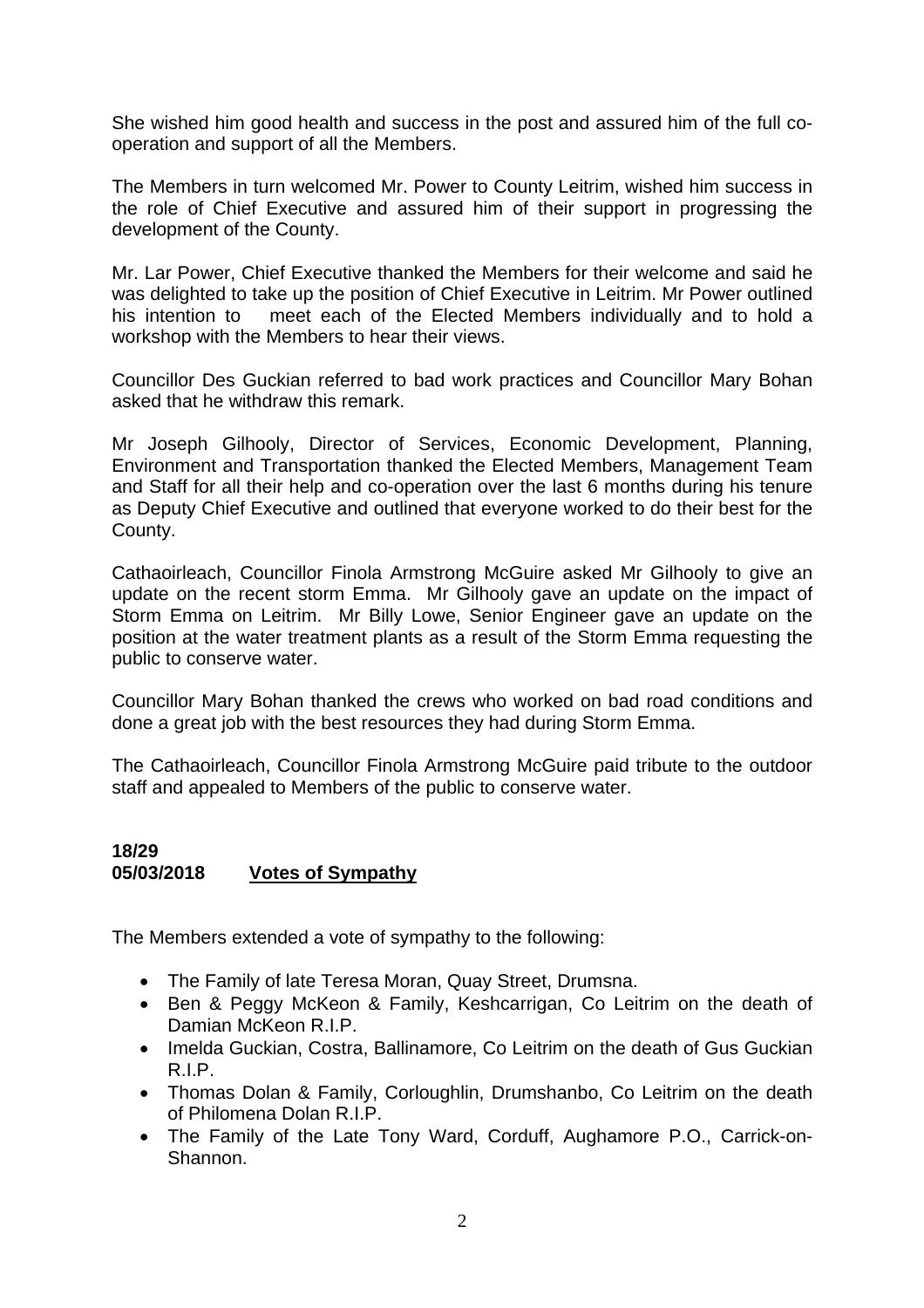She wished him good health and success in the post and assured him of the full co-operation and support of all the Members.

The Members in turn welcomed Mr. Power to County Leitrim, wished him success in the role of Chief Executive and assured him of their support in progressing the development of the County.

Mr. Lar Power, Chief Executive thanked the Members for their welcome and said he was delighted to take up the position of Chief Executive in Leitrim. Mr Power outlined his intention to meet each of the Elected Members individually and to hold a workshop with the Members to hear their views.

Councillor Des Guckian referred to bad work practices and Councillor Mary Bohan asked that he withdraw this remark.

Mr Joseph Gilhooly, Director of Services, Economic Development, Planning, Environment and Transportation thanked the Elected Members, Management Team and Staff for all their help and co-operation over the last 6 months during his tenure as Deputy Chief Executive and outlined that everyone worked to do their best for the County.

Cathaoirleach, Councillor Finola Armstrong McGuire asked Mr Gilhooly to give an update on the recent storm Emma. Mr Gilhooly gave an update on the impact of Storm Emma on Leitrim. Mr Billy Lowe, Senior Engineer gave an update on the position at the water treatment plants as a result of the Storm Emma requesting the public to conserve water.

Councillor Mary Bohan thanked the crews who worked on bad road conditions and done a great job with the best resources they had during Storm Emma.

The Cathaoirleach, Councillor Finola Armstrong McGuire paid tribute to the outdoor staff and appealed to Members of the public to conserve water.

**18/29**
**05/03/2018** **Votes of Sympathy**

The Members extended a vote of sympathy to the following:

- The Family of late Teresa Moran, Quay Street, Drumsna.
- Ben & Peggy McKeon & Family, Keshcarrigan, Co Leitrim on the death of Damian McKeon R.I.P.
- Imelda Guckian, Costra, Ballinamore, Co Leitrim on the death of Gus Guckian R.I.P.
- Thomas Dolan & Family, Corloughlin, Drumshanbo, Co Leitrim on the death of Philomena Dolan R.I.P.
- The Family of the Late Tony Ward, Corduff, Aughamore P.O., Carrick-on-Shannon.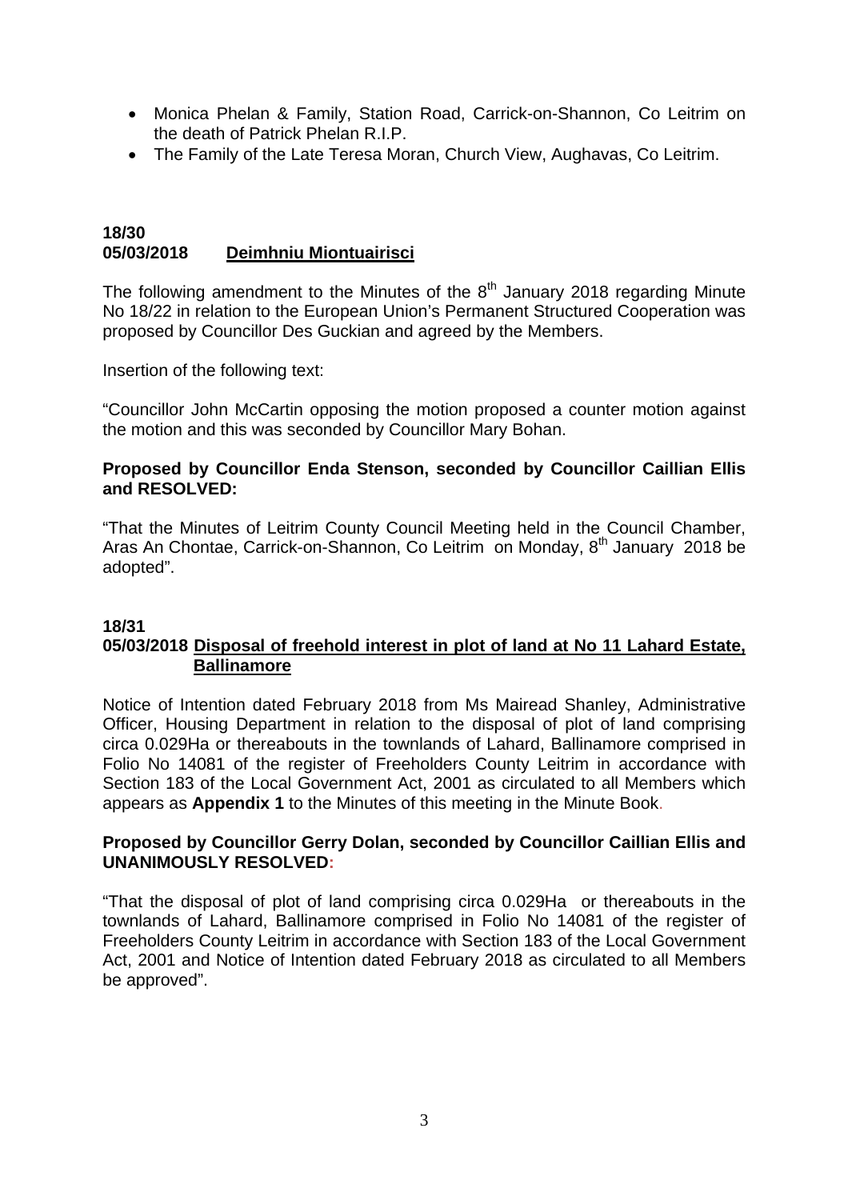- Monica Phelan & Family, Station Road, Carrick-on-Shannon, Co Leitrim on the death of Patrick Phelan R.I.P.
- The Family of the Late Teresa Moran, Church View, Aughavas, Co Leitrim.

**18/30**
**05/03/2018 <u>Deimhniu Miontuairisci</u>**

The following amendment to the Minutes of the 8th January 2018 regarding Minute No 18/22 in relation to the European Union's Permanent Structured Cooperation was proposed by Councillor Des Guckian and agreed by the Members.

Insertion of the following text:

"Councillor John McCartin opposing the motion proposed a counter motion against the motion and this was seconded by Councillor Mary Bohan.

**Proposed by Councillor Enda Stenson, seconded by Councillor Caillian Ellis and RESOLVED:**

"That the Minutes of Leitrim County Council Meeting held in the Council Chamber, Aras An Chontae, Carrick-on-Shannon, Co Leitrim on Monday, 8th January 2018 be adopted".

**18/31**
**05/03/2018 <u>Disposal of freehold interest in plot of land at No 11 Lahard Estate, Ballinamore</u>**

Notice of Intention dated February 2018 from Ms Mairead Shanley, Administrative Officer, Housing Department in relation to the disposal of plot of land comprising circa 0.029Ha or thereabouts in the townlands of Lahard, Ballinamore comprised in Folio No 14081 of the register of Freeholders County Leitrim in accordance with Section 183 of the Local Government Act, 2001 as circulated to all Members which appears as **Appendix 1** to the Minutes of this meeting in the Minute Book.

**Proposed by Councillor Gerry Dolan, seconded by Councillor Caillian Ellis and UNANIMOUSLY RESOLVED:**

"That the disposal of plot of land comprising circa 0.029Ha or thereabouts in the townlands of Lahard, Ballinamore comprised in Folio No 14081 of the register of Freeholders County Leitrim in accordance with Section 183 of the Local Government Act, 2001 and Notice of Intention dated February 2018 as circulated to all Members be approved".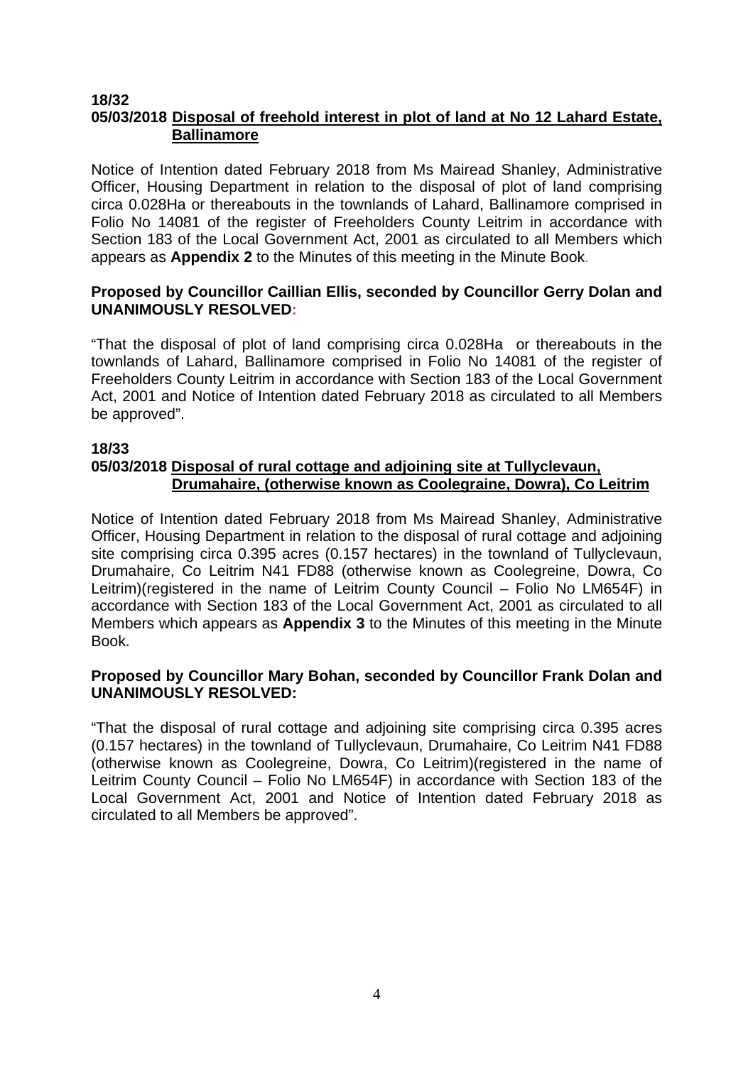**18/32**
**05/03/2018 Disposal of freehold interest in plot of land at No 12 Lahard Estate, Ballinamore**

Notice of Intention dated February 2018 from Ms Mairead Shanley, Administrative Officer, Housing Department in relation to the disposal of plot of land comprising circa 0.028Ha or thereabouts in the townlands of Lahard, Ballinamore comprised in Folio No 14081 of the register of Freeholders County Leitrim in accordance with Section 183 of the Local Government Act, 2001 as circulated to all Members which appears as **Appendix 2** to the Minutes of this meeting in the Minute Book.

**Proposed by Councillor Caillian Ellis, seconded by Councillor Gerry Dolan and UNANIMOUSLY RESOLVED:**

"That the disposal of plot of land comprising circa 0.028Ha or thereabouts in the townlands of Lahard, Ballinamore comprised in Folio No 14081 of the register of Freeholders County Leitrim in accordance with Section 183 of the Local Government Act, 2001 and Notice of Intention dated February 2018 as circulated to all Members be approved".

**18/33**
**05/03/2018 Disposal of rural cottage and adjoining site at Tullyclevaun, Drumahaire, (otherwise known as Coolegraine, Dowra), Co Leitrim**

Notice of Intention dated February 2018 from Ms Mairead Shanley, Administrative Officer, Housing Department in relation to the disposal of rural cottage and adjoining site comprising circa 0.395 acres (0.157 hectares) in the townland of Tullyclevaun, Drumahaire, Co Leitrim N41 FD88 (otherwise known as Coolegreine, Dowra, Co Leitrim)(registered in the name of Leitrim County Council – Folio No LM654F) in accordance with Section 183 of the Local Government Act, 2001 as circulated to all Members which appears as **Appendix 3** to the Minutes of this meeting in the Minute Book.

**Proposed by Councillor Mary Bohan, seconded by Councillor Frank Dolan and UNANIMOUSLY RESOLVED:**

"That the disposal of rural cottage and adjoining site comprising circa 0.395 acres (0.157 hectares) in the townland of Tullyclevaun, Drumahaire, Co Leitrim N41 FD88 (otherwise known as Coolegreine, Dowra, Co Leitrim)(registered in the name of Leitrim County Council – Folio No LM654F) in accordance with Section 183 of the Local Government Act, 2001 and Notice of Intention dated February 2018 as circulated to all Members be approved".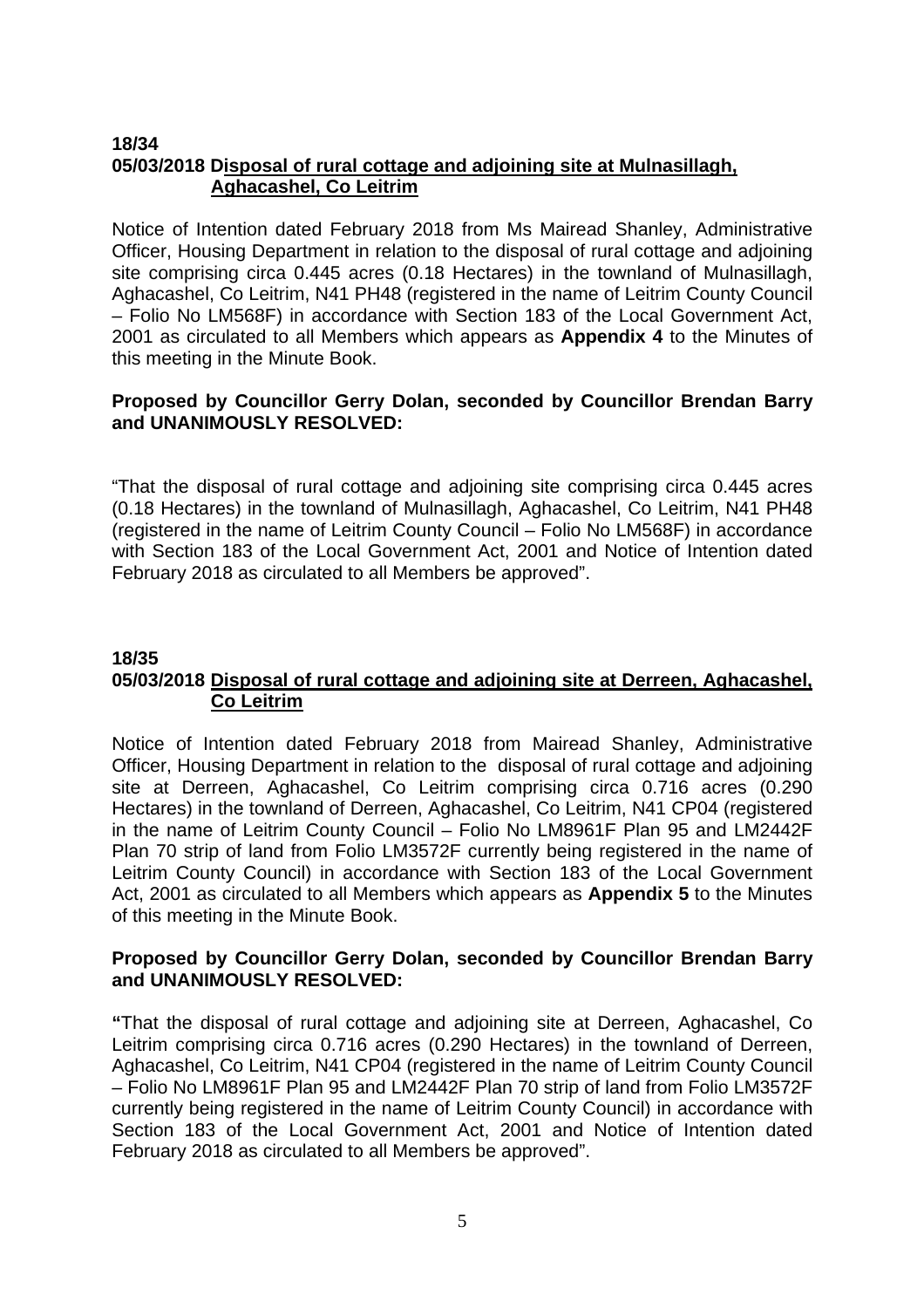**18/34**
**05/03/2018 Disposal of rural cottage and adjoining site at Mulnasillagh, Aghacashel, Co Leitrim**

Notice of Intention dated February 2018 from Ms Mairead Shanley, Administrative Officer, Housing Department in relation to the disposal of rural cottage and adjoining site comprising circa 0.445 acres (0.18 Hectares) in the townland of Mulnasillagh, Aghacashel, Co Leitrim, N41 PH48 (registered in the name of Leitrim County Council – Folio No LM568F) in accordance with Section 183 of the Local Government Act, 2001 as circulated to all Members which appears as **Appendix 4** to the Minutes of this meeting in the Minute Book.

**Proposed by Councillor Gerry Dolan, seconded by Councillor Brendan Barry and UNANIMOUSLY RESOLVED:**

"That the disposal of rural cottage and adjoining site comprising circa 0.445 acres (0.18 Hectares) in the townland of Mulnasillagh, Aghacashel, Co Leitrim, N41 PH48 (registered in the name of Leitrim County Council – Folio No LM568F) in accordance with Section 183 of the Local Government Act, 2001 and Notice of Intention dated February 2018 as circulated to all Members be approved".

**18/35**
**05/03/2018 Disposal of rural cottage and adjoining site at Derreen, Aghacashel, Co Leitrim**

Notice of Intention dated February 2018 from Mairead Shanley, Administrative Officer, Housing Department in relation to the disposal of rural cottage and adjoining site at Derreen, Aghacashel, Co Leitrim comprising circa 0.716 acres (0.290 Hectares) in the townland of Derreen, Aghacashel, Co Leitrim, N41 CP04 (registered in the name of Leitrim County Council – Folio No LM8961F Plan 95 and LM2442F Plan 70 strip of land from Folio LM3572F currently being registered in the name of Leitrim County Council) in accordance with Section 183 of the Local Government Act, 2001 as circulated to all Members which appears as **Appendix 5** to the Minutes of this meeting in the Minute Book.

**Proposed by Councillor Gerry Dolan, seconded by Councillor Brendan Barry and UNANIMOUSLY RESOLVED:**

"That the disposal of rural cottage and adjoining site at Derreen, Aghacashel, Co Leitrim comprising circa 0.716 acres (0.290 Hectares) in the townland of Derreen, Aghacashel, Co Leitrim, N41 CP04 (registered in the name of Leitrim County Council – Folio No LM8961F Plan 95 and LM2442F Plan 70 strip of land from Folio LM3572F currently being registered in the name of Leitrim County Council) in accordance with Section 183 of the Local Government Act, 2001 and Notice of Intention dated February 2018 as circulated to all Members be approved".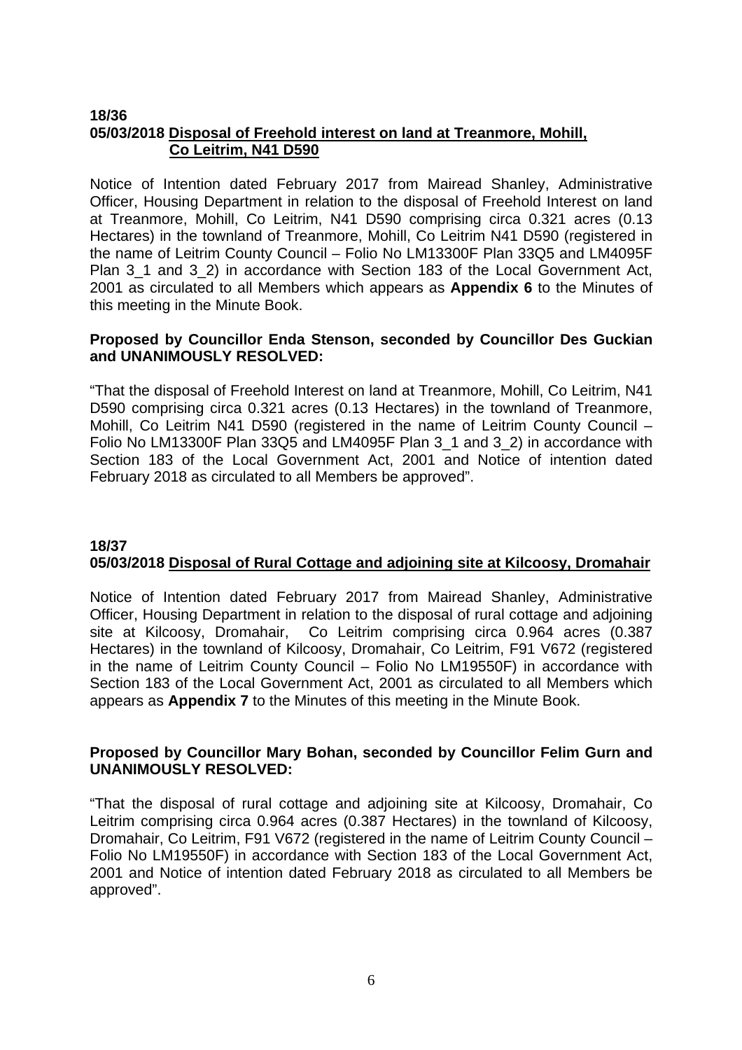**18/36**
**05/03/2018 <u>Disposal of Freehold interest on land at Treanmore, Mohill, Co Leitrim, N41 D590</u>**

Notice of Intention dated February 2017 from Mairead Shanley, Administrative Officer, Housing Department in relation to the disposal of Freehold Interest on land at Treanmore, Mohill, Co Leitrim, N41 D590 comprising circa 0.321 acres (0.13 Hectares) in the townland of Treanmore, Mohill, Co Leitrim N41 D590 (registered in the name of Leitrim County Council – Folio No LM13300F Plan 33Q5 and LM4095F Plan 3_1 and 3_2) in accordance with Section 183 of the Local Government Act, 2001 as circulated to all Members which appears as **Appendix 6** to the Minutes of this meeting in the Minute Book.

**Proposed by Councillor Enda Stenson, seconded by Councillor Des Guckian and UNANIMOUSLY RESOLVED:**

"That the disposal of Freehold Interest on land at Treanmore, Mohill, Co Leitrim, N41 D590 comprising circa 0.321 acres (0.13 Hectares) in the townland of Treanmore, Mohill, Co Leitrim N41 D590 (registered in the name of Leitrim County Council – Folio No LM13300F Plan 33Q5 and LM4095F Plan 3_1 and 3_2) in accordance with Section 183 of the Local Government Act, 2001 and Notice of intention dated February 2018 as circulated to all Members be approved".

**18/37**
**05/03/2018 <u>Disposal of Rural Cottage and adjoining site at Kilcoosy, Dromahair</u>**

Notice of Intention dated February 2017 from Mairead Shanley, Administrative Officer, Housing Department in relation to the disposal of rural cottage and adjoining site at Kilcoosy, Dromahair, Co Leitrim comprising circa 0.964 acres (0.387 Hectares) in the townland of Kilcoosy, Dromahair, Co Leitrim, F91 V672 (registered in the name of Leitrim County Council – Folio No LM19550F) in accordance with Section 183 of the Local Government Act, 2001 as circulated to all Members which appears as **Appendix 7** to the Minutes of this meeting in the Minute Book.

**Proposed by Councillor Mary Bohan, seconded by Councillor Felim Gurn and UNANIMOUSLY RESOLVED:**

"That the disposal of rural cottage and adjoining site at Kilcoosy, Dromahair, Co Leitrim comprising circa 0.964 acres (0.387 Hectares) in the townland of Kilcoosy, Dromahair, Co Leitrim, F91 V672 (registered in the name of Leitrim County Council – Folio No LM19550F) in accordance with Section 183 of the Local Government Act, 2001 and Notice of intention dated February 2018 as circulated to all Members be approved".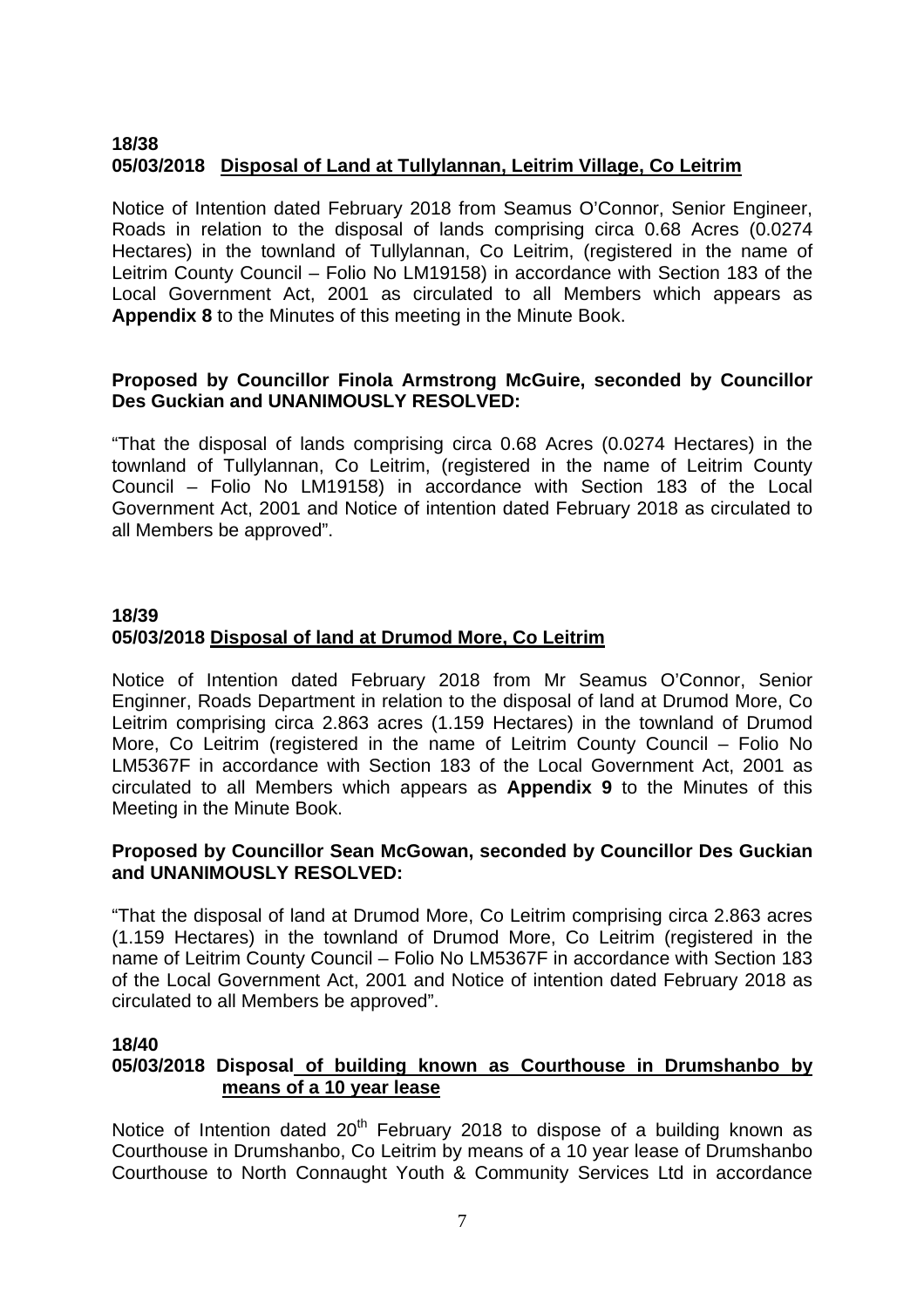**18/38**
**05/03/2018 Disposal of Land at Tullylannan, Leitrim Village, Co Leitrim**

Notice of Intention dated February 2018 from Seamus O'Connor, Senior Engineer, Roads in relation to the disposal of lands comprising circa 0.68 Acres (0.0274 Hectares) in the townland of Tullylannan, Co Leitrim, (registered in the name of Leitrim County Council – Folio No LM19158) in accordance with Section 183 of the Local Government Act, 2001 as circulated to all Members which appears as **Appendix 8** to the Minutes of this meeting in the Minute Book.

**Proposed by Councillor Finola Armstrong McGuire, seconded by Councillor Des Guckian and UNANIMOUSLY RESOLVED:**

"That the disposal of lands comprising circa 0.68 Acres (0.0274 Hectares) in the townland of Tullylannan, Co Leitrim, (registered in the name of Leitrim County Council – Folio No LM19158) in accordance with Section 183 of the Local Government Act, 2001 and Notice of intention dated February 2018 as circulated to all Members be approved".

**18/39**
**05/03/2018 Disposal of land at Drumod More, Co Leitrim**

Notice of Intention dated February 2018 from Mr Seamus O'Connor, Senior Enginner, Roads Department in relation to the disposal of land at Drumod More, Co Leitrim comprising circa 2.863 acres (1.159 Hectares) in the townland of Drumod More, Co Leitrim (registered in the name of Leitrim County Council – Folio No LM5367F in accordance with Section 183 of the Local Government Act, 2001 as circulated to all Members which appears as **Appendix 9** to the Minutes of this Meeting in the Minute Book.

**Proposed by Councillor Sean McGowan, seconded by Councillor Des Guckian and UNANIMOUSLY RESOLVED:**

"That the disposal of land at Drumod More, Co Leitrim comprising circa 2.863 acres (1.159 Hectares) in the townland of Drumod More, Co Leitrim (registered in the name of Leitrim County Council – Folio No LM5367F in accordance with Section 183 of the Local Government Act, 2001 and Notice of intention dated February 2018 as circulated to all Members be approved".

**18/40**
**05/03/2018 Disposal of building known as Courthouse in Drumshanbo by means of a 10 year lease**

Notice of Intention dated 20th February 2018 to dispose of a building known as Courthouse in Drumshanbo, Co Leitrim by means of a 10 year lease of Drumshanbo Courthouse to North Connaught Youth & Community Services Ltd in accordance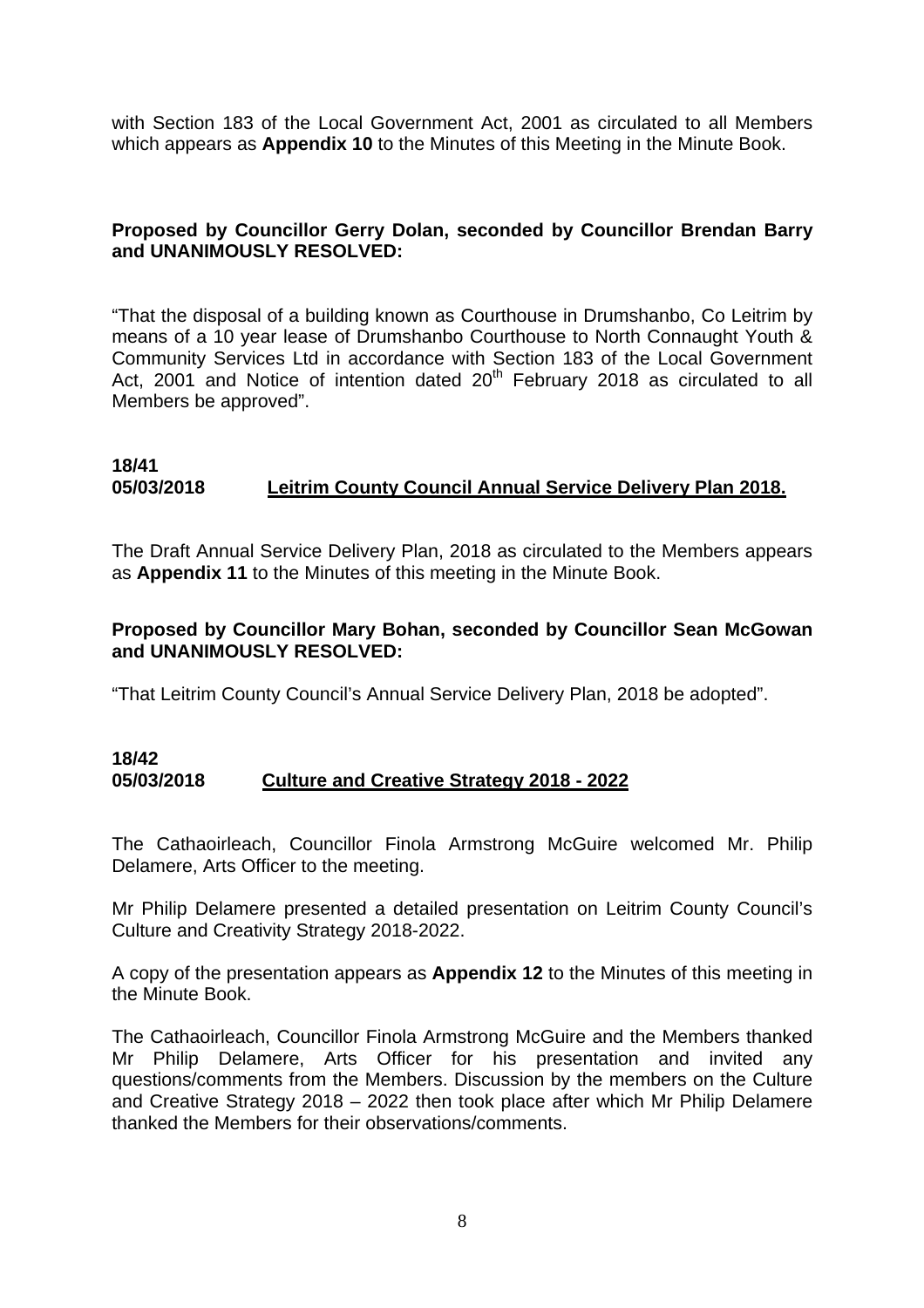with Section 183 of the Local Government Act, 2001 as circulated to all Members which appears as **Appendix 10** to the Minutes of this Meeting in the Minute Book.

**Proposed by Councillor Gerry Dolan, seconded by Councillor Brendan Barry and UNANIMOUSLY RESOLVED:**

"That the disposal of a building known as Courthouse in Drumshanbo, Co Leitrim by means of a 10 year lease of Drumshanbo Courthouse to North Connaught Youth & Community Services Ltd in accordance with Section 183 of the Local Government Act, 2001 and Notice of intention dated 20th February 2018 as circulated to all Members be approved".

**18/41**
**05/03/2018** **Leitrim County Council Annual Service Delivery Plan 2018.**

The Draft Annual Service Delivery Plan, 2018 as circulated to the Members appears as **Appendix 11** to the Minutes of this meeting in the Minute Book.

**Proposed by Councillor Mary Bohan, seconded by Councillor Sean McGowan and UNANIMOUSLY RESOLVED:**

"That Leitrim County Council's Annual Service Delivery Plan, 2018 be adopted".

**18/42**
**05/03/2018** **Culture and Creative Strategy 2018 - 2022**

The Cathaoirleach, Councillor Finola Armstrong McGuire welcomed Mr. Philip Delamere, Arts Officer to the meeting.

Mr Philip Delamere presented a detailed presentation on Leitrim County Council's Culture and Creativity Strategy 2018-2022.

A copy of the presentation appears as **Appendix 12** to the Minutes of this meeting in the Minute Book.

The Cathaoirleach, Councillor Finola Armstrong McGuire and the Members thanked Mr Philip Delamere, Arts Officer for his presentation and invited any questions/comments from the Members. Discussion by the members on the Culture and Creative Strategy 2018 – 2022 then took place after which Mr Philip Delamere thanked the Members for their observations/comments.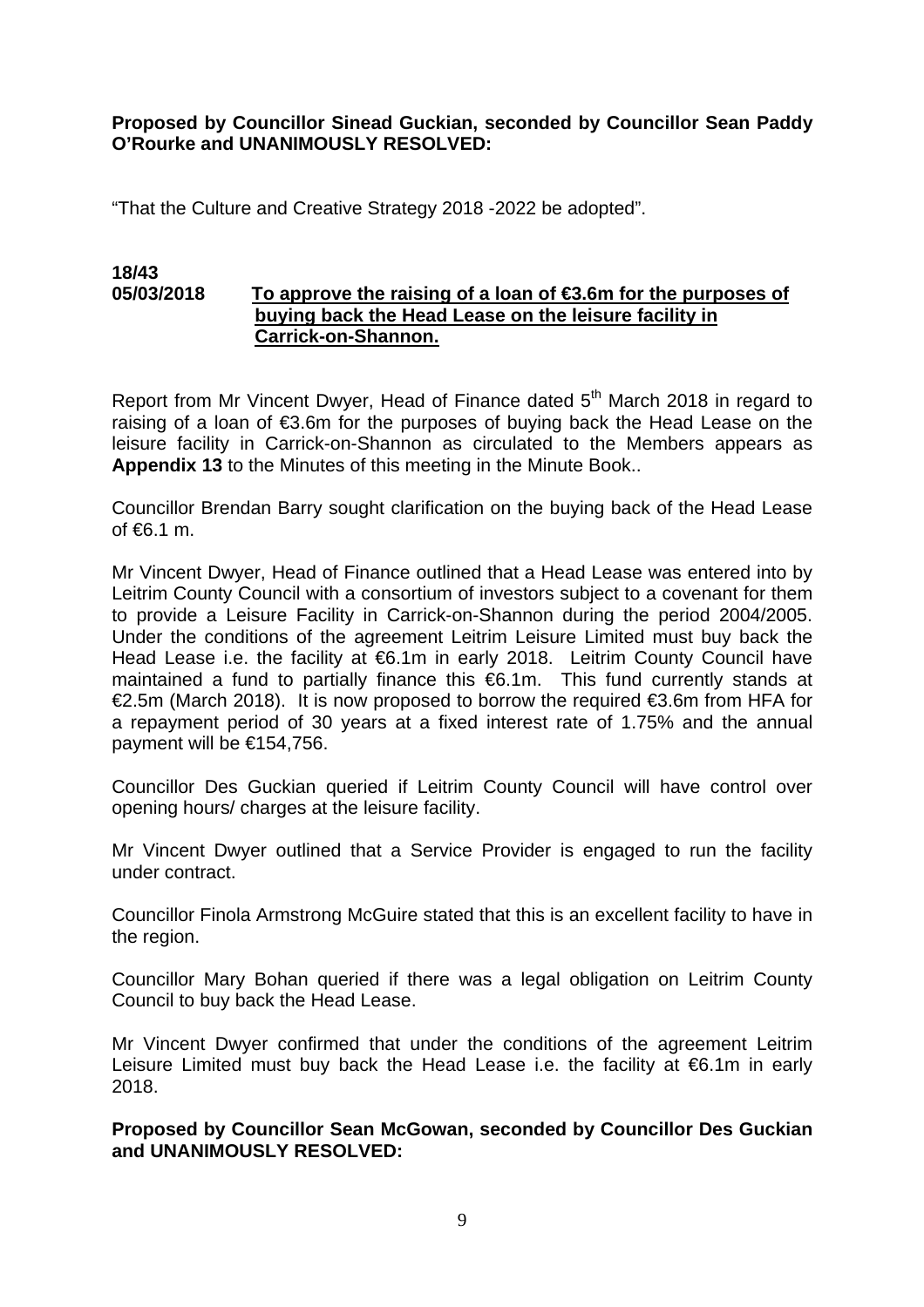**Proposed by Councillor Sinead Guckian, seconded by Councillor Sean Paddy O'Rourke and UNANIMOUSLY RESOLVED:**

"That the Culture and Creative Strategy 2018 -2022 be adopted".

**18/43**
**05/03/2018** **To approve the raising of a loan of €3.6m for the purposes of buying back the Head Lease on the leisure facility in Carrick-on-Shannon.**

Report from Mr Vincent Dwyer, Head of Finance dated 5th March 2018 in regard to raising of a loan of €3.6m for the purposes of buying back the Head Lease on the leisure facility in Carrick-on-Shannon as circulated to the Members appears as **Appendix 13** to the Minutes of this meeting in the Minute Book..

Councillor Brendan Barry sought clarification on the buying back of the Head Lease of €6.1 m.

Mr Vincent Dwyer, Head of Finance outlined that a Head Lease was entered into by Leitrim County Council with a consortium of investors subject to a covenant for them to provide a Leisure Facility in Carrick-on-Shannon during the period 2004/2005. Under the conditions of the agreement Leitrim Leisure Limited must buy back the Head Lease i.e. the facility at €6.1m in early 2018. Leitrim County Council have maintained a fund to partially finance this €6.1m. This fund currently stands at €2.5m (March 2018). It is now proposed to borrow the required €3.6m from HFA for a repayment period of 30 years at a fixed interest rate of 1.75% and the annual payment will be €154,756.

Councillor Des Guckian queried if Leitrim County Council will have control over opening hours/ charges at the leisure facility.

Mr Vincent Dwyer outlined that a Service Provider is engaged to run the facility under contract.

Councillor Finola Armstrong McGuire stated that this is an excellent facility to have in the region.

Councillor Mary Bohan queried if there was a legal obligation on Leitrim County Council to buy back the Head Lease.

Mr Vincent Dwyer confirmed that under the conditions of the agreement Leitrim Leisure Limited must buy back the Head Lease i.e. the facility at €6.1m in early 2018.

**Proposed by Councillor Sean McGowan, seconded by Councillor Des Guckian and UNANIMOUSLY RESOLVED:**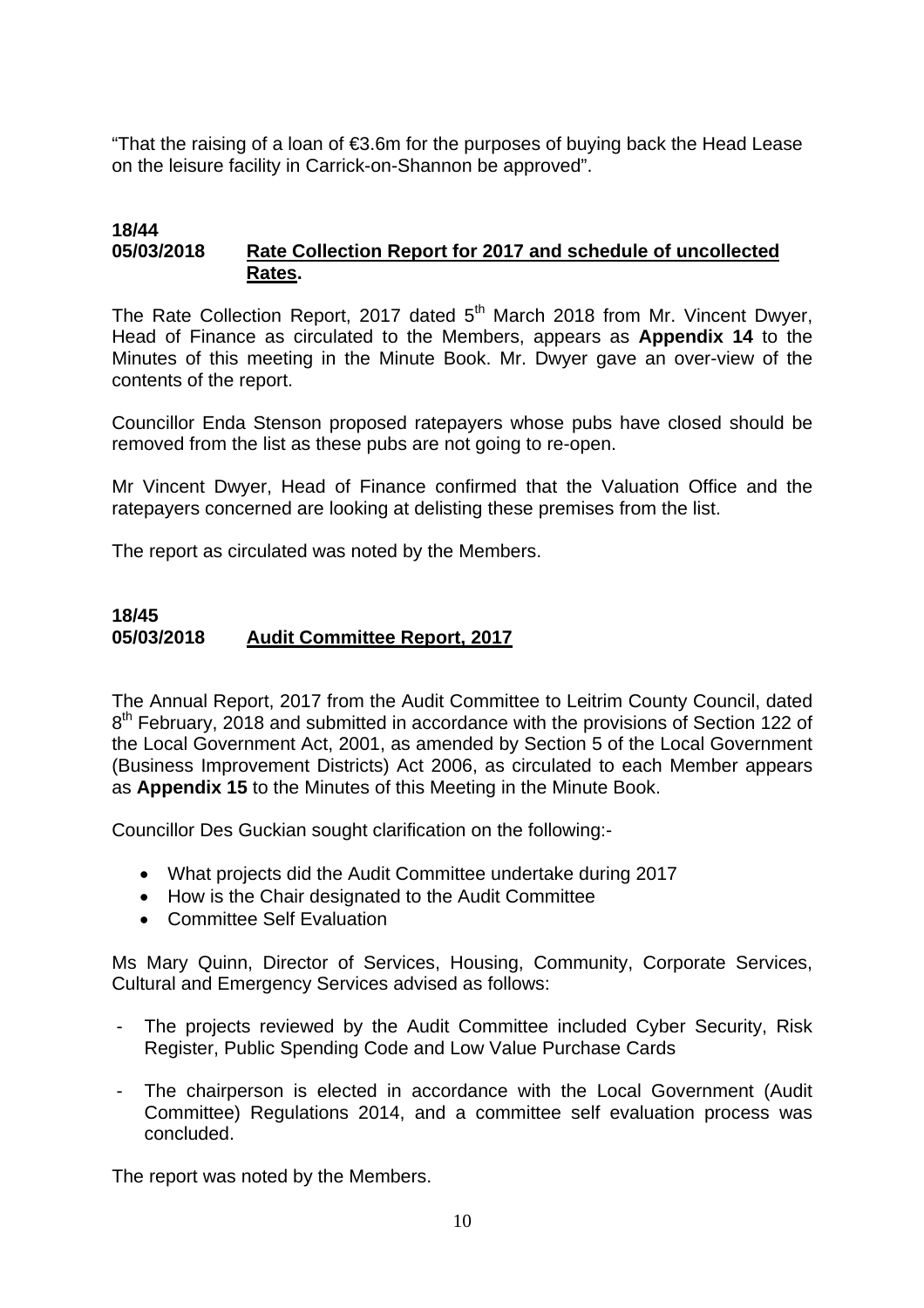"That the raising of a loan of €3.6m for the purposes of buying back the Head Lease on the leisure facility in Carrick-on-Shannon be approved".

**18/44**
**05/03/2018** **Rate Collection Report for 2017 and schedule of uncollected Rates.**

The Rate Collection Report, 2017 dated 5th March 2018 from Mr. Vincent Dwyer, Head of Finance as circulated to the Members, appears as **Appendix 14** to the Minutes of this meeting in the Minute Book. Mr. Dwyer gave an over-view of the contents of the report.

Councillor Enda Stenson proposed ratepayers whose pubs have closed should be removed from the list as these pubs are not going to re-open.

Mr Vincent Dwyer, Head of Finance confirmed that the Valuation Office and the ratepayers concerned are looking at delisting these premises from the list.

The report as circulated was noted by the Members.

**18/45**
**05/03/2018** **Audit Committee Report, 2017**

The Annual Report, 2017 from the Audit Committee to Leitrim County Council, dated 8th February, 2018 and submitted in accordance with the provisions of Section 122 of the Local Government Act, 2001, as amended by Section 5 of the Local Government (Business Improvement Districts) Act 2006, as circulated to each Member appears as **Appendix 15** to the Minutes of this Meeting in the Minute Book.

Councillor Des Guckian sought clarification on the following:-

- What projects did the Audit Committee undertake during 2017
- How is the Chair designated to the Audit Committee
- Committee Self Evaluation

Ms Mary Quinn, Director of Services, Housing, Community, Corporate Services, Cultural and Emergency Services advised as follows:

- The projects reviewed by the Audit Committee included Cyber Security, Risk Register, Public Spending Code and Low Value Purchase Cards
- The chairperson is elected in accordance with the Local Government (Audit Committee) Regulations 2014, and a committee self evaluation process was concluded.

The report was noted by the Members.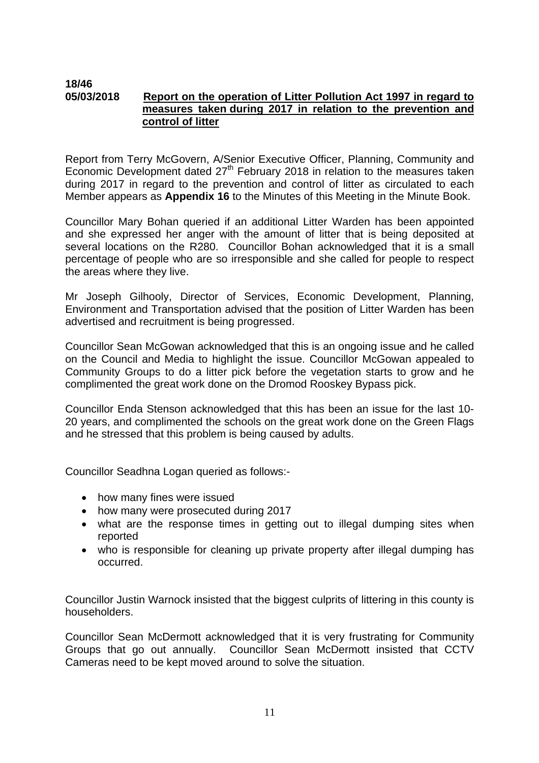**18/46**
**05/03/2018** **Report on the operation of Litter Pollution Act 1997 in regard to measures taken during 2017 in relation to the prevention and control of litter**

Report from Terry McGovern, A/Senior Executive Officer, Planning, Community and Economic Development dated 27th February 2018 in relation to the measures taken during 2017 in regard to the prevention and control of litter as circulated to each Member appears as **Appendix 16** to the Minutes of this Meeting in the Minute Book.

Councillor Mary Bohan queried if an additional Litter Warden has been appointed and she expressed her anger with the amount of litter that is being deposited at several locations on the R280. Councillor Bohan acknowledged that it is a small percentage of people who are so irresponsible and she called for people to respect the areas where they live.

Mr Joseph Gilhooly, Director of Services, Economic Development, Planning, Environment and Transportation advised that the position of Litter Warden has been advertised and recruitment is being progressed.

Councillor Sean McGowan acknowledged that this is an ongoing issue and he called on the Council and Media to highlight the issue. Councillor McGowan appealed to Community Groups to do a litter pick before the vegetation starts to grow and he complimented the great work done on the Dromod Rooskey Bypass pick.

Councillor Enda Stenson acknowledged that this has been an issue for the last 10-20 years, and complimented the schools on the great work done on the Green Flags and he stressed that this problem is being caused by adults.

Councillor Seadhna Logan queried as follows:-

- how many fines were issued
- how many were prosecuted during 2017
- what are the response times in getting out to illegal dumping sites when reported
- who is responsible for cleaning up private property after illegal dumping has occurred.

Councillor Justin Warnock insisted that the biggest culprits of littering in this county is householders.

Councillor Sean McDermott acknowledged that it is very frustrating for Community Groups that go out annually. Councillor Sean McDermott insisted that CCTV Cameras need to be kept moved around to solve the situation.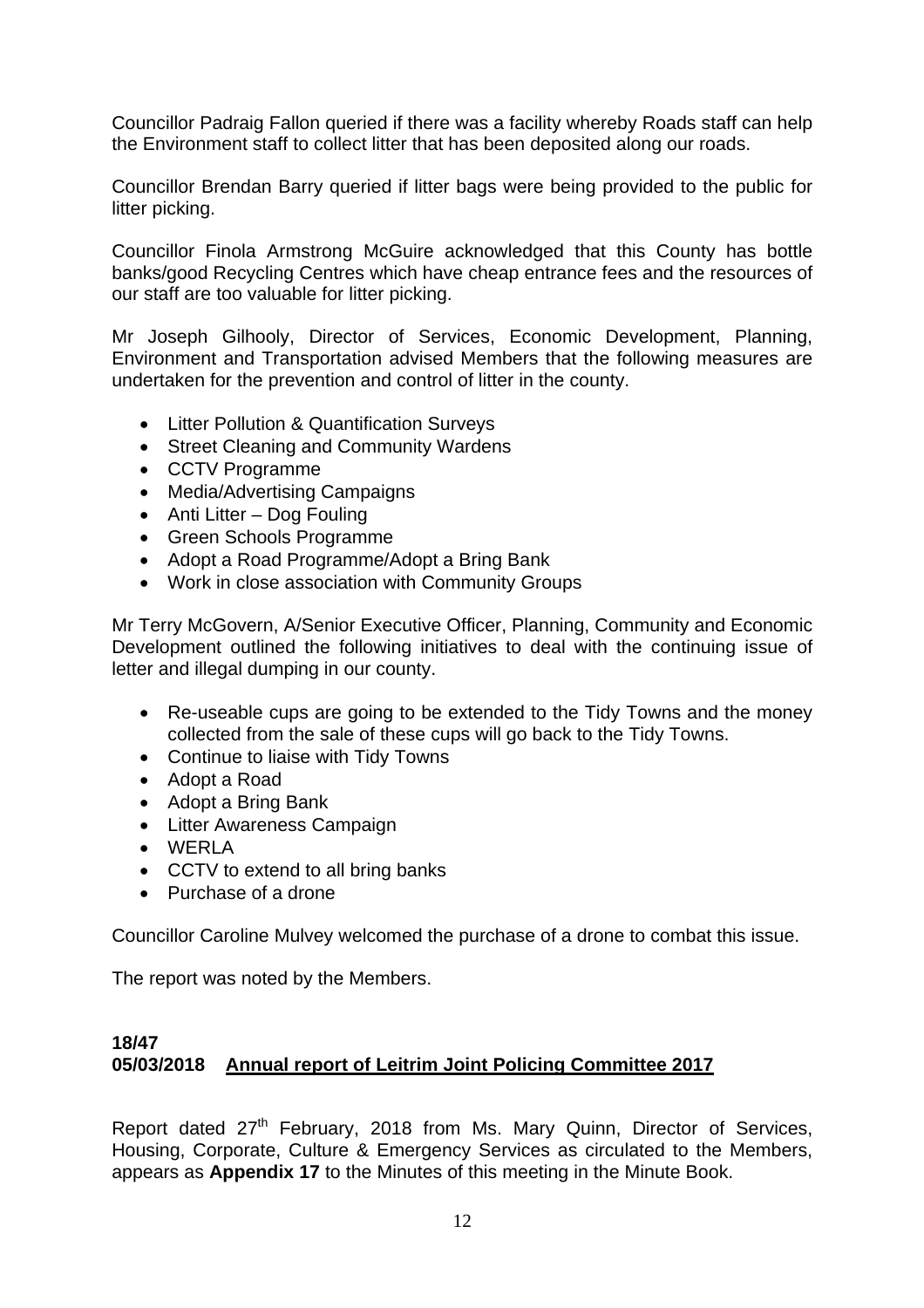Councillor Padraig Fallon queried if there was a facility whereby Roads staff can help the Environment staff to collect litter that has been deposited along our roads.

Councillor Brendan Barry queried if litter bags were being provided to the public for litter picking.

Councillor Finola Armstrong McGuire acknowledged that this County has bottle banks/good Recycling Centres which have cheap entrance fees and the resources of our staff are too valuable for litter picking.

Mr Joseph Gilhooly, Director of Services, Economic Development, Planning, Environment and Transportation advised Members that the following measures are undertaken for the prevention and control of litter in the county.

- Litter Pollution & Quantification Surveys
- Street Cleaning and Community Wardens
- CCTV Programme
- Media/Advertising Campaigns
- Anti Litter – Dog Fouling
- Green Schools Programme
- Adopt a Road Programme/Adopt a Bring Bank
- Work in close association with Community Groups

Mr Terry McGovern, A/Senior Executive Officer, Planning, Community and Economic Development outlined the following initiatives to deal with the continuing issue of letter and illegal dumping in our county.

- Re-useable cups are going to be extended to the Tidy Towns and the money collected from the sale of these cups will go back to the Tidy Towns.
- Continue to liaise with Tidy Towns
- Adopt a Road
- Adopt a Bring Bank
- Litter Awareness Campaign
- WERLA
- CCTV to extend to all bring banks
- Purchase of a drone

Councillor Caroline Mulvey welcomed the purchase of a drone to combat this issue.

The report was noted by the Members.

**18/47**
**05/03/2018 Annual report of Leitrim Joint Policing Committee 2017**

Report dated 27th February, 2018 from Ms. Mary Quinn, Director of Services, Housing, Corporate, Culture & Emergency Services as circulated to the Members, appears as **Appendix 17** to the Minutes of this meeting in the Minute Book.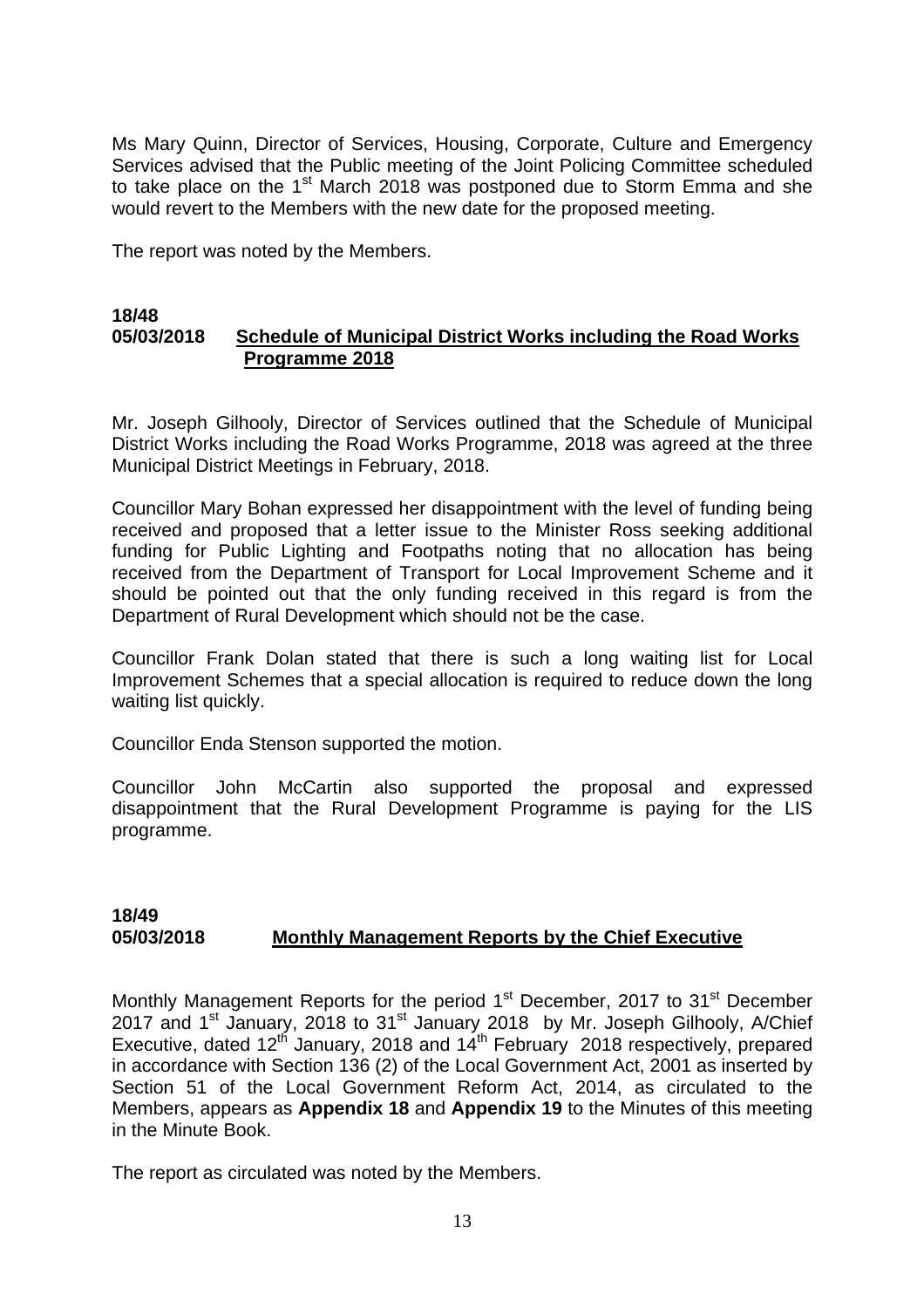Ms Mary Quinn, Director of Services, Housing, Corporate, Culture and Emergency Services advised that the Public meeting of the Joint Policing Committee scheduled to take place on the 1st March 2018 was postponed due to Storm Emma and she would revert to the Members with the new date for the proposed meeting.

The report was noted by the Members.

**18/48**
**05/03/2018** **Schedule of Municipal District Works including the Road Works Programme 2018**

Mr. Joseph Gilhooly, Director of Services outlined that the Schedule of Municipal District Works including the Road Works Programme, 2018 was agreed at the three Municipal District Meetings in February, 2018.

Councillor Mary Bohan expressed her disappointment with the level of funding being received and proposed that a letter issue to the Minister Ross seeking additional funding for Public Lighting and Footpaths noting that no allocation has being received from the Department of Transport for Local Improvement Scheme and it should be pointed out that the only funding received in this regard is from the Department of Rural Development which should not be the case.

Councillor Frank Dolan stated that there is such a long waiting list for Local Improvement Schemes that a special allocation is required to reduce down the long waiting list quickly.

Councillor Enda Stenson supported the motion.

Councillor John McCartin also supported the proposal and expressed disappointment that the Rural Development Programme is paying for the LIS programme.

**18/49**
**05/03/2018** **Monthly Management Reports by the Chief Executive**

Monthly Management Reports for the period 1st December, 2017 to 31st December 2017 and 1st January, 2018 to 31st January 2018 by Mr. Joseph Gilhooly, A/Chief Executive, dated 12th January, 2018 and 14th February 2018 respectively, prepared in accordance with Section 136 (2) of the Local Government Act, 2001 as inserted by Section 51 of the Local Government Reform Act, 2014, as circulated to the Members, appears as **Appendix 18** and **Appendix 19** to the Minutes of this meeting in the Minute Book.

The report as circulated was noted by the Members.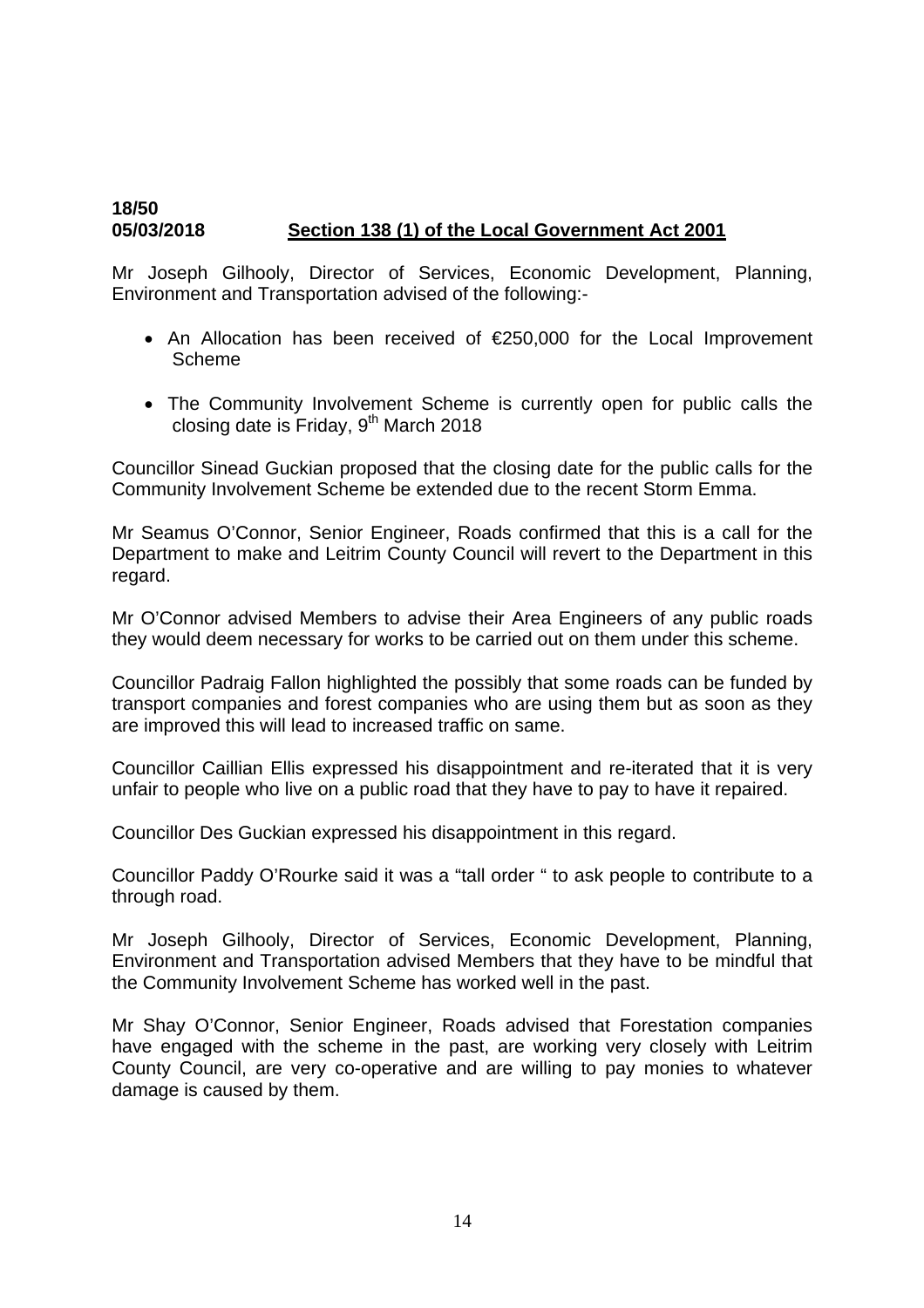**18/50**
**05/03/2018** **Section 138 (1) of the Local Government Act 2001**

Mr Joseph Gilhooly, Director of Services, Economic Development, Planning, Environment and Transportation advised of the following:-

- An Allocation has been received of €250,000 for the Local Improvement Scheme
- The Community Involvement Scheme is currently open for public calls the closing date is Friday, 9th March 2018

Councillor Sinead Guckian proposed that the closing date for the public calls for the Community Involvement Scheme be extended due to the recent Storm Emma.

Mr Seamus O'Connor, Senior Engineer, Roads confirmed that this is a call for the Department to make and Leitrim County Council will revert to the Department in this regard.

Mr O'Connor advised Members to advise their Area Engineers of any public roads they would deem necessary for works to be carried out on them under this scheme.

Councillor Padraig Fallon highlighted the possibly that some roads can be funded by transport companies and forest companies who are using them but as soon as they are improved this will lead to increased traffic on same.

Councillor Caillian Ellis expressed his disappointment and re-iterated that it is very unfair to people who live on a public road that they have to pay to have it repaired.

Councillor Des Guckian expressed his disappointment in this regard.

Councillor Paddy O'Rourke said it was a "tall order " to ask people to contribute to a through road.

Mr Joseph Gilhooly, Director of Services, Economic Development, Planning, Environment and Transportation advised Members that they have to be mindful that the Community Involvement Scheme has worked well in the past.

Mr Shay O'Connor, Senior Engineer, Roads advised that Forestation companies have engaged with the scheme in the past, are working very closely with Leitrim County Council, are very co-operative and are willing to pay monies to whatever damage is caused by them.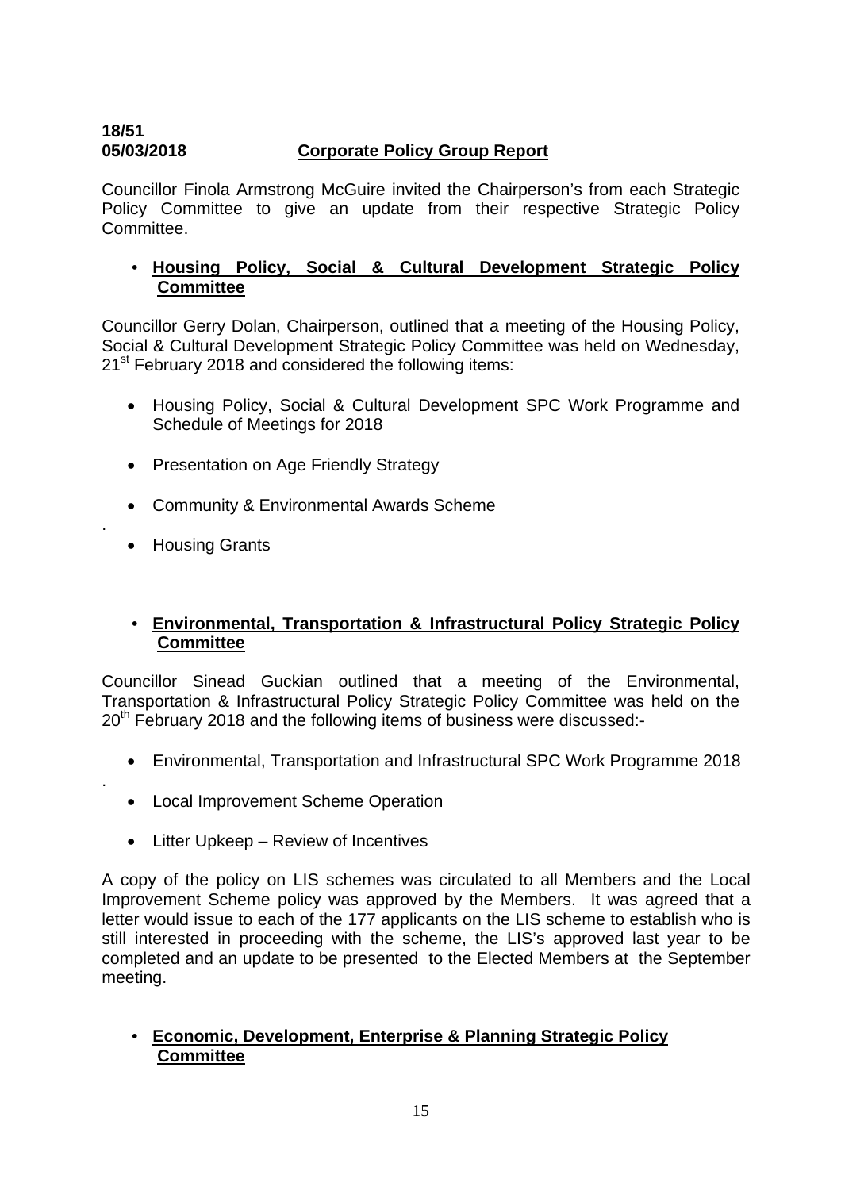**18/51**
**05/03/2018** **Corporate Policy Group Report**

Councillor Finola Armstrong McGuire invited the Chairperson's from each Strategic Policy Committee to give an update from their respective Strategic Policy Committee.

- **Housing Policy, Social & Cultural Development Strategic Policy Committee**

Councillor Gerry Dolan, Chairperson, outlined that a meeting of the Housing Policy, Social & Cultural Development Strategic Policy Committee was held on Wednesday, 21st February 2018 and considered the following items:

- Housing Policy, Social & Cultural Development SPC Work Programme and Schedule of Meetings for 2018
- Presentation on Age Friendly Strategy
- Community & Environmental Awards Scheme
- Housing Grants

- **Environmental, Transportation & Infrastructural Policy Strategic Policy Committee**

Councillor Sinead Guckian outlined that a meeting of the Environmental, Transportation & Infrastructural Policy Strategic Policy Committee was held on the 20th February 2018 and the following items of business were discussed:-

- Environmental, Transportation and Infrastructural SPC Work Programme 2018
- Local Improvement Scheme Operation
- Litter Upkeep – Review of Incentives

A copy of the policy on LIS schemes was circulated to all Members and the Local Improvement Scheme policy was approved by the Members. It was agreed that a letter would issue to each of the 177 applicants on the LIS scheme to establish who is still interested in proceeding with the scheme, the LIS's approved last year to be completed and an update to be presented to the Elected Members at the September meeting.

- **Economic, Development, Enterprise & Planning Strategic Policy Committee**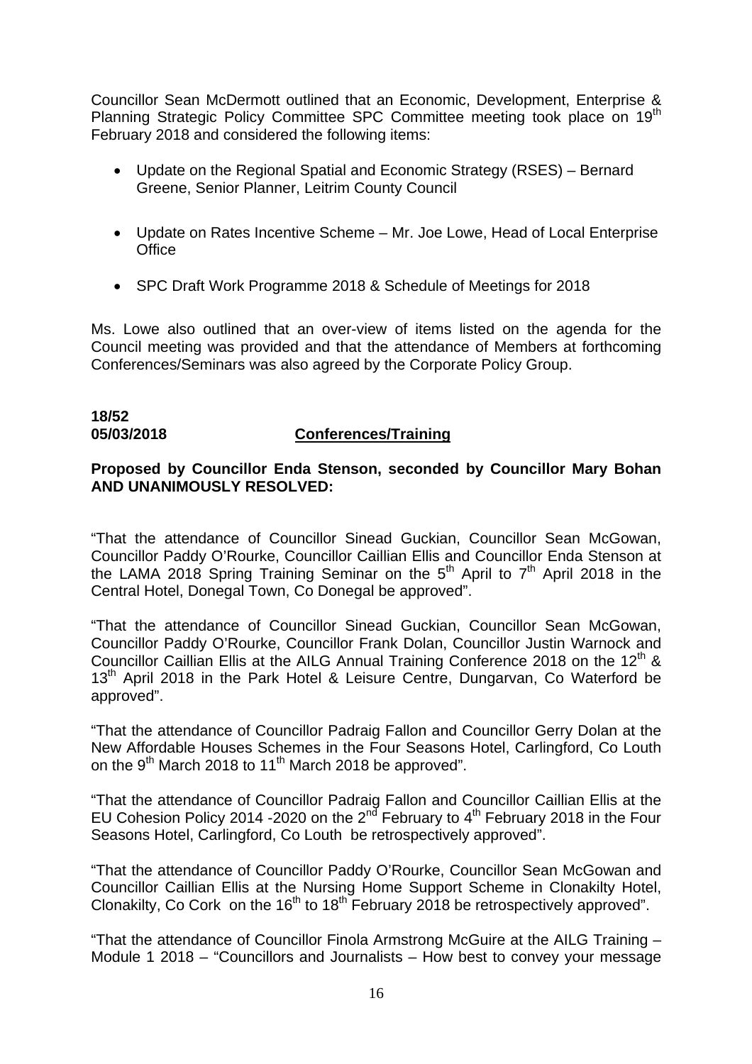Councillor Sean McDermott outlined that an Economic, Development, Enterprise & Planning Strategic Policy Committee SPC Committee meeting took place on 19th February 2018 and considered the following items:

- Update on the Regional Spatial and Economic Strategy (RSES) – Bernard Greene, Senior Planner, Leitrim County Council

- Update on Rates Incentive Scheme – Mr. Joe Lowe, Head of Local Enterprise Office

- SPC Draft Work Programme 2018 & Schedule of Meetings for 2018

Ms. Lowe also outlined that an over-view of items listed on the agenda for the Council meeting was provided and that the attendance of Members at forthcoming Conferences/Seminars was also agreed by the Corporate Policy Group.

**18/52**
**05/03/2018** **Conferences/Training**

**Proposed by Councillor Enda Stenson, seconded by Councillor Mary Bohan AND UNANIMOUSLY RESOLVED:**

"That the attendance of Councillor Sinead Guckian, Councillor Sean McGowan, Councillor Paddy O'Rourke, Councillor Caillian Ellis and Councillor Enda Stenson at the LAMA 2018 Spring Training Seminar on the 5th April to 7th April 2018 in the Central Hotel, Donegal Town, Co Donegal be approved".

"That the attendance of Councillor Sinead Guckian, Councillor Sean McGowan, Councillor Paddy O'Rourke, Councillor Frank Dolan, Councillor Justin Warnock and Councillor Caillian Ellis at the AILG Annual Training Conference 2018 on the 12th & 13th April 2018 in the Park Hotel & Leisure Centre, Dungarvan, Co Waterford be approved".

"That the attendance of Councillor Padraig Fallon and Councillor Gerry Dolan at the New Affordable Houses Schemes in the Four Seasons Hotel, Carlingford, Co Louth on the 9th March 2018 to 11th March 2018 be approved".

"That the attendance of Councillor Padraig Fallon and Councillor Caillian Ellis at the EU Cohesion Policy 2014 -2020 on the 2nd February to 4th February 2018 in the Four Seasons Hotel, Carlingford, Co Louth be retrospectively approved".

"That the attendance of Councillor Paddy O'Rourke, Councillor Sean McGowan and Councillor Caillian Ellis at the Nursing Home Support Scheme in Clonakilty Hotel, Clonakilty, Co Cork on the 16th to 18th February 2018 be retrospectively approved".

"That the attendance of Councillor Finola Armstrong McGuire at the AILG Training – Module 1 2018 – "Councillors and Journalists – How best to convey your message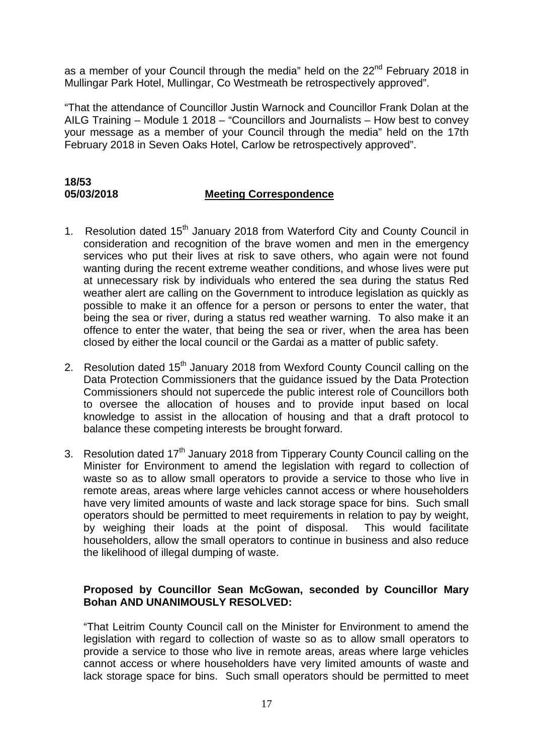as a member of your Council through the media" held on the 22nd February 2018 in Mullingar Park Hotel, Mullingar, Co Westmeath be retrospectively approved".

"That the attendance of Councillor Justin Warnock and Councillor Frank Dolan at the AILG Training – Module 1 2018 – "Councillors and Journalists – How best to convey your message as a member of your Council through the media" held on the 17th February 2018 in Seven Oaks Hotel, Carlow be retrospectively approved".

**18/53**
**05/03/2018** **Meeting Correspondence**

1. Resolution dated 15th January 2018 from Waterford City and County Council in consideration and recognition of the brave women and men in the emergency services who put their lives at risk to save others, who again were not found wanting during the recent extreme weather conditions, and whose lives were put at unnecessary risk by individuals who entered the sea during the status Red weather alert are calling on the Government to introduce legislation as quickly as possible to make it an offence for a person or persons to enter the water, that being the sea or river, during a status red weather warning. To also make it an offence to enter the water, that being the sea or river, when the area has been closed by either the local council or the Gardai as a matter of public safety.

2. Resolution dated 15th January 2018 from Wexford County Council calling on the Data Protection Commissioners that the guidance issued by the Data Protection Commissioners should not supercede the public interest role of Councillors both to oversee the allocation of houses and to provide input based on local knowledge to assist in the allocation of housing and that a draft protocol to balance these competing interests be brought forward.

3. Resolution dated 17th January 2018 from Tipperary County Council calling on the Minister for Environment to amend the legislation with regard to collection of waste so as to allow small operators to provide a service to those who live in remote areas, areas where large vehicles cannot access or where householders have very limited amounts of waste and lack storage space for bins. Such small operators should be permitted to meet requirements in relation to pay by weight, by weighing their loads at the point of disposal. This would facilitate householders, allow the small operators to continue in business and also reduce the likelihood of illegal dumping of waste.

**Proposed by Councillor Sean McGowan, seconded by Councillor Mary Bohan AND UNANIMOUSLY RESOLVED:**

"That Leitrim County Council call on the Minister for Environment to amend the legislation with regard to collection of waste so as to allow small operators to provide a service to those who live in remote areas, areas where large vehicles cannot access or where householders have very limited amounts of waste and lack storage space for bins. Such small operators should be permitted to meet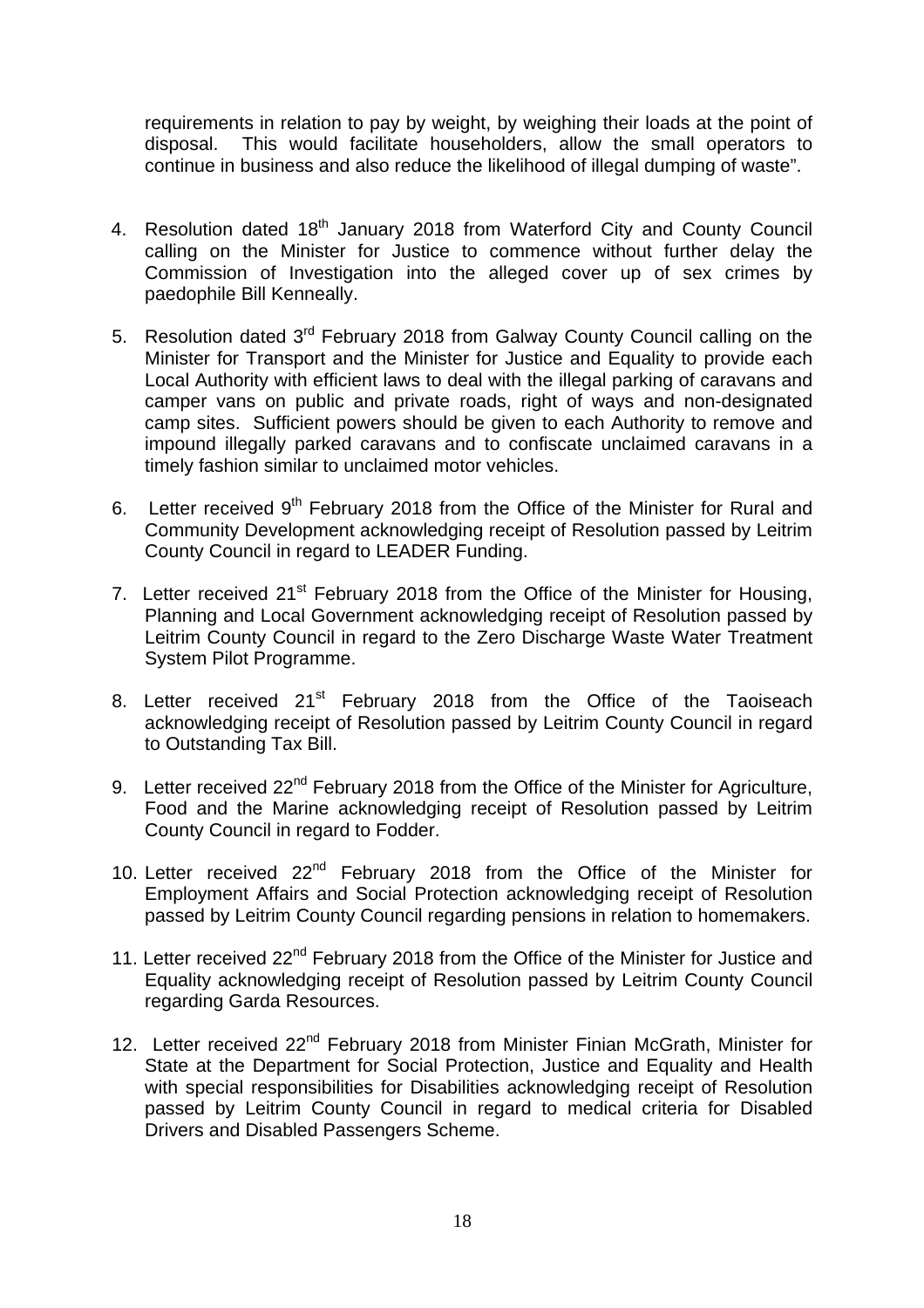requirements in relation to pay by weight, by weighing their loads at the point of disposal. This would facilitate householders, allow the small operators to continue in business and also reduce the likelihood of illegal dumping of waste".

4. Resolution dated 18th January 2018 from Waterford City and County Council calling on the Minister for Justice to commence without further delay the Commission of Investigation into the alleged cover up of sex crimes by paedophile Bill Kenneally.

5. Resolution dated 3rd February 2018 from Galway County Council calling on the Minister for Transport and the Minister for Justice and Equality to provide each Local Authority with efficient laws to deal with the illegal parking of caravans and camper vans on public and private roads, right of ways and non-designated camp sites. Sufficient powers should be given to each Authority to remove and impound illegally parked caravans and to confiscate unclaimed caravans in a timely fashion similar to unclaimed motor vehicles.

6. Letter received 9th February 2018 from the Office of the Minister for Rural and Community Development acknowledging receipt of Resolution passed by Leitrim County Council in regard to LEADER Funding.

7. Letter received 21st February 2018 from the Office of the Minister for Housing, Planning and Local Government acknowledging receipt of Resolution passed by Leitrim County Council in regard to the Zero Discharge Waste Water Treatment System Pilot Programme.

8. Letter received 21st February 2018 from the Office of the Taoiseach acknowledging receipt of Resolution passed by Leitrim County Council in regard to Outstanding Tax Bill.

9. Letter received 22nd February 2018 from the Office of the Minister for Agriculture, Food and the Marine acknowledging receipt of Resolution passed by Leitrim County Council in regard to Fodder.

10. Letter received 22nd February 2018 from the Office of the Minister for Employment Affairs and Social Protection acknowledging receipt of Resolution passed by Leitrim County Council regarding pensions in relation to homemakers.

11. Letter received 22nd February 2018 from the Office of the Minister for Justice and Equality acknowledging receipt of Resolution passed by Leitrim County Council regarding Garda Resources.

12. Letter received 22nd February 2018 from Minister Finian McGrath, Minister for State at the Department for Social Protection, Justice and Equality and Health with special responsibilities for Disabilities acknowledging receipt of Resolution passed by Leitrim County Council in regard to medical criteria for Disabled Drivers and Disabled Passengers Scheme.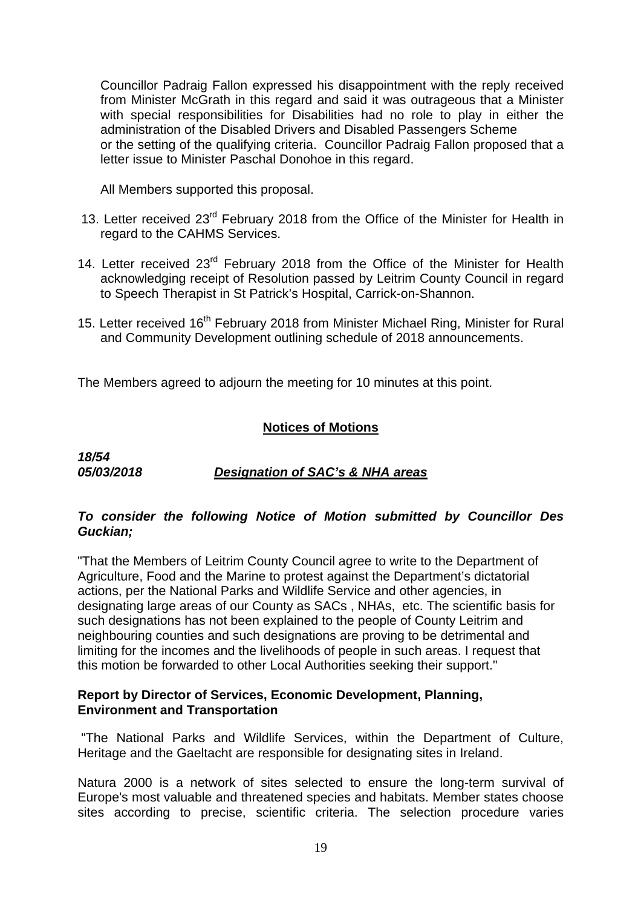Councillor Padraig Fallon expressed his disappointment with the reply received from Minister McGrath in this regard and said it was outrageous that a Minister with special responsibilities for Disabilities had no role to play in either the administration of the Disabled Drivers and Disabled Passengers Scheme or the setting of the qualifying criteria. Councillor Padraig Fallon proposed that a letter issue to Minister Paschal Donohoe in this regard.

All Members supported this proposal.

13. Letter received 23rd February 2018 from the Office of the Minister for Health in regard to the CAHMS Services.

14. Letter received 23rd February 2018 from the Office of the Minister for Health acknowledging receipt of Resolution passed by Leitrim County Council in regard to Speech Therapist in St Patrick's Hospital, Carrick-on-Shannon.

15. Letter received 16th February 2018 from Minister Michael Ring, Minister for Rural and Community Development outlining schedule of 2018 announcements.

The Members agreed to adjourn the meeting for 10 minutes at this point.

## Notices of Motions

***18/54***
***05/03/2018*** ***Designation of SAC's & NHA areas***

***To consider the following Notice of Motion submitted by Councillor Des Guckian;***

"That the Members of Leitrim County Council agree to write to the Department of Agriculture, Food and the Marine to protest against the Department's dictatorial actions, per the National Parks and Wildlife Service and other agencies, in designating large areas of our County as SACs , NHAs, etc. The scientific basis for such designations has not been explained to the people of County Leitrim and neighbouring counties and such designations are proving to be detrimental and limiting for the incomes and the livelihoods of people in such areas. I request that this motion be forwarded to other Local Authorities seeking their support."

**Report by Director of Services, Economic Development, Planning, Environment and Transportation**

"The National Parks and Wildlife Services, within the Department of Culture, Heritage and the Gaeltacht are responsible for designating sites in Ireland.

Natura 2000 is a network of sites selected to ensure the long-term survival of Europe's most valuable and threatened species and habitats. Member states choose sites according to precise, scientific criteria. The selection procedure varies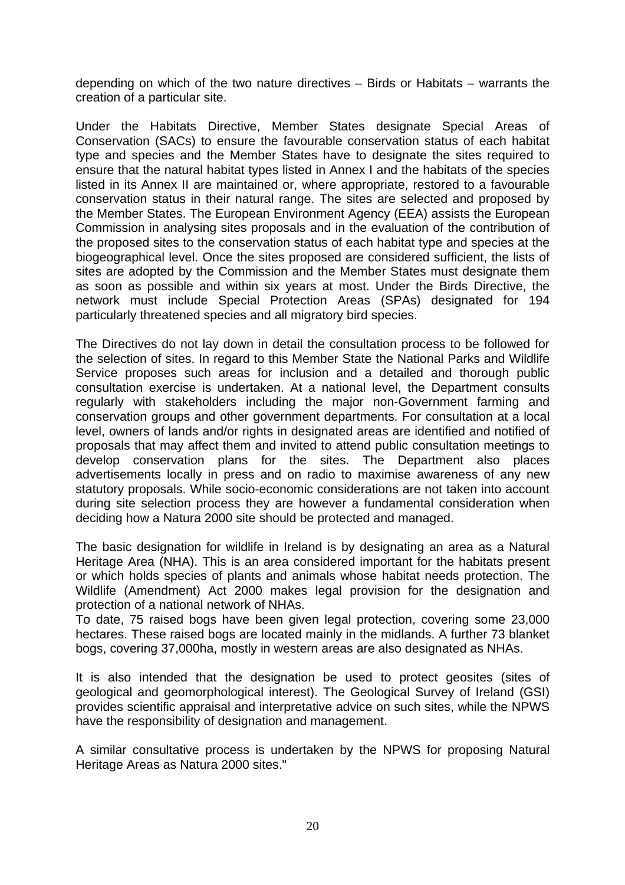depending on which of the two nature directives – Birds or Habitats – warrants the creation of a particular site.

Under the Habitats Directive, Member States designate Special Areas of Conservation (SACs) to ensure the favourable conservation status of each habitat type and species and the Member States have to designate the sites required to ensure that the natural habitat types listed in Annex I and the habitats of the species listed in its Annex II are maintained or, where appropriate, restored to a favourable conservation status in their natural range. The sites are selected and proposed by the Member States. The European Environment Agency (EEA) assists the European Commission in analysing sites proposals and in the evaluation of the contribution of the proposed sites to the conservation status of each habitat type and species at the biogeographical level. Once the sites proposed are considered sufficient, the lists of sites are adopted by the Commission and the Member States must designate them as soon as possible and within six years at most. Under the Birds Directive, the network must include Special Protection Areas (SPAs) designated for 194 particularly threatened species and all migratory bird species.

The Directives do not lay down in detail the consultation process to be followed for the selection of sites. In regard to this Member State the National Parks and Wildlife Service proposes such areas for inclusion and a detailed and thorough public consultation exercise is undertaken. At a national level, the Department consults regularly with stakeholders including the major non-Government farming and conservation groups and other government departments. For consultation at a local level, owners of lands and/or rights in designated areas are identified and notified of proposals that may affect them and invited to attend public consultation meetings to develop conservation plans for the sites. The Department also places advertisements locally in press and on radio to maximise awareness of any new statutory proposals. While socio-economic considerations are not taken into account during site selection process they are however a fundamental consideration when deciding how a Natura 2000 site should be protected and managed.

The basic designation for wildlife in Ireland is by designating an area as a Natural Heritage Area (NHA). This is an area considered important for the habitats present or which holds species of plants and animals whose habitat needs protection. The Wildlife (Amendment) Act 2000 makes legal provision for the designation and protection of a national network of NHAs.
To date, 75 raised bogs have been given legal protection, covering some 23,000 hectares. These raised bogs are located mainly in the midlands. A further 73 blanket bogs, covering 37,000ha, mostly in western areas are also designated as NHAs.

It is also intended that the designation be used to protect geosites (sites of geological and geomorphological interest). The Geological Survey of Ireland (GSI) provides scientific appraisal and interpretative advice on such sites, while the NPWS have the responsibility of designation and management.

A similar consultative process is undertaken by the NPWS for proposing Natural Heritage Areas as Natura 2000 sites."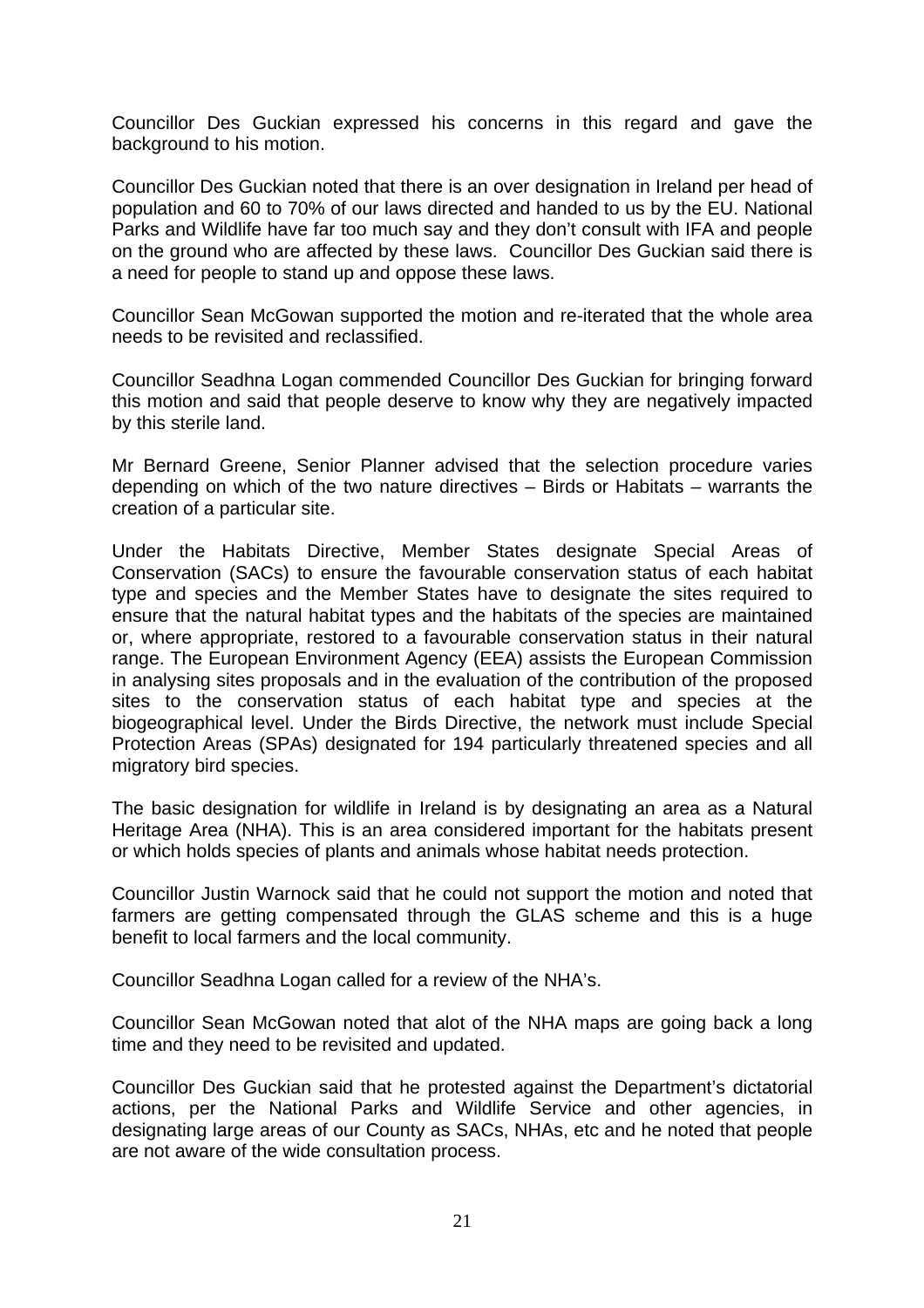Councillor Des Guckian expressed his concerns in this regard and gave the background to his motion.

Councillor Des Guckian noted that there is an over designation in Ireland per head of population and 60 to 70% of our laws directed and handed to us by the EU. National Parks and Wildlife have far too much say and they don't consult with IFA and people on the ground who are affected by these laws. Councillor Des Guckian said there is a need for people to stand up and oppose these laws.

Councillor Sean McGowan supported the motion and re-iterated that the whole area needs to be revisited and reclassified.

Councillor Seadhna Logan commended Councillor Des Guckian for bringing forward this motion and said that people deserve to know why they are negatively impacted by this sterile land.

Mr Bernard Greene, Senior Planner advised that the selection procedure varies depending on which of the two nature directives – Birds or Habitats – warrants the creation of a particular site.

Under the Habitats Directive, Member States designate Special Areas of Conservation (SACs) to ensure the favourable conservation status of each habitat type and species and the Member States have to designate the sites required to ensure that the natural habitat types and the habitats of the species are maintained or, where appropriate, restored to a favourable conservation status in their natural range. The European Environment Agency (EEA) assists the European Commission in analysing sites proposals and in the evaluation of the contribution of the proposed sites to the conservation status of each habitat type and species at the biogeographical level. Under the Birds Directive, the network must include Special Protection Areas (SPAs) designated for 194 particularly threatened species and all migratory bird species.

The basic designation for wildlife in Ireland is by designating an area as a Natural Heritage Area (NHA). This is an area considered important for the habitats present or which holds species of plants and animals whose habitat needs protection.

Councillor Justin Warnock said that he could not support the motion and noted that farmers are getting compensated through the GLAS scheme and this is a huge benefit to local farmers and the local community.

Councillor Seadhna Logan called for a review of the NHA's.

Councillor Sean McGowan noted that alot of the NHA maps are going back a long time and they need to be revisited and updated.

Councillor Des Guckian said that he protested against the Department's dictatorial actions, per the National Parks and Wildlife Service and other agencies, in designating large areas of our County as SACs, NHAs, etc and he noted that people are not aware of the wide consultation process.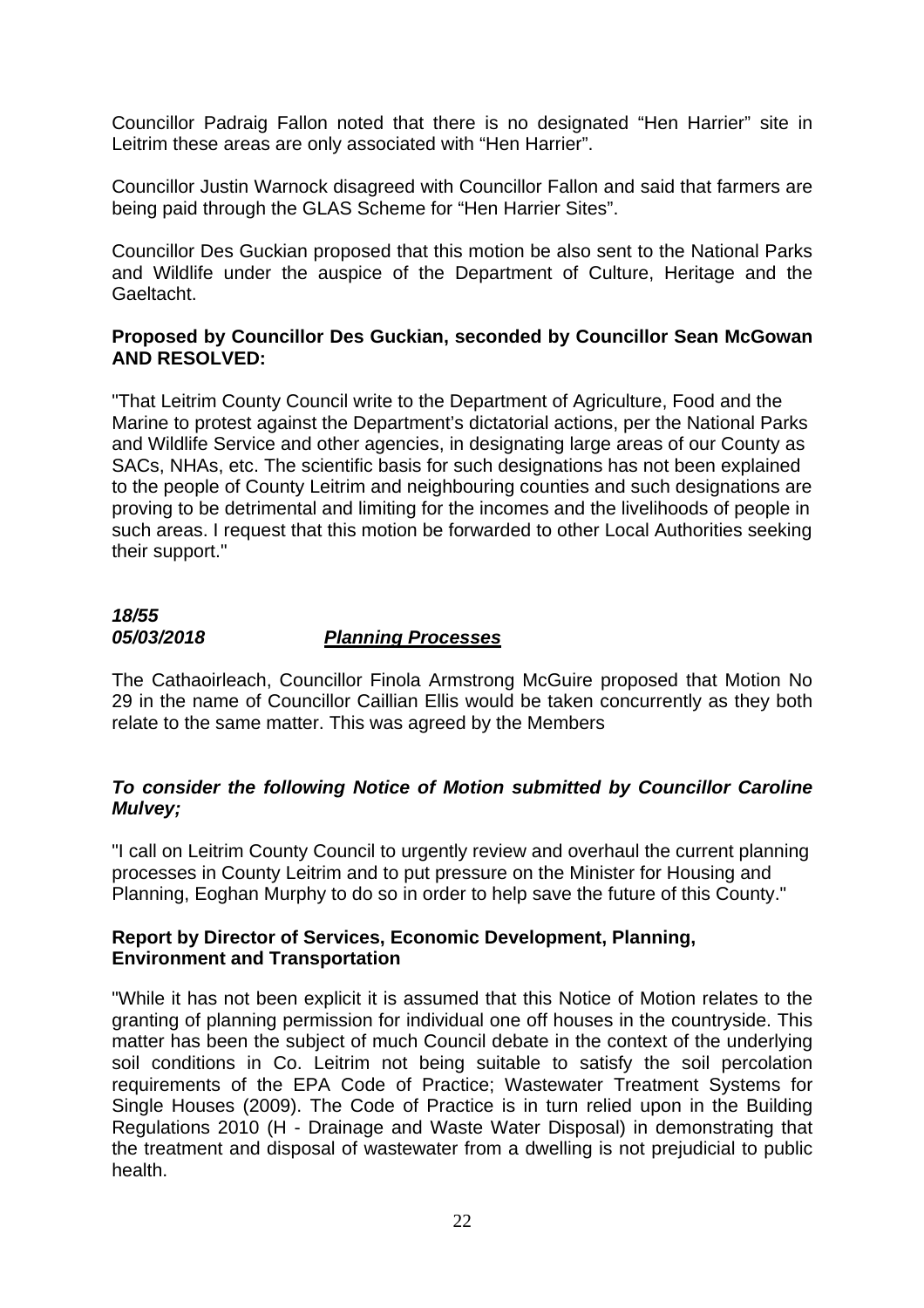Councillor Padraig Fallon noted that there is no designated "Hen Harrier" site in Leitrim these areas are only associated with "Hen Harrier".

Councillor Justin Warnock disagreed with Councillor Fallon and said that farmers are being paid through the GLAS Scheme for "Hen Harrier Sites".

Councillor Des Guckian proposed that this motion be also sent to the National Parks and Wildlife under the auspice of the Department of Culture, Heritage and the Gaeltacht.

**Proposed by Councillor Des Guckian, seconded by Councillor Sean McGowan AND RESOLVED:**

"That Leitrim County Council write to the Department of Agriculture, Food and the Marine to protest against the Department's dictatorial actions, per the National Parks and Wildlife Service and other agencies, in designating large areas of our County as SACs, NHAs, etc. The scientific basis for such designations has not been explained to the people of County Leitrim and neighbouring counties and such designations are proving to be detrimental and limiting for the incomes and the livelihoods of people in such areas. I request that this motion be forwarded to other Local Authorities seeking their support."

***18/55***
***05/03/2018*** ***<u>Planning Processes</u>***

The Cathaoirleach, Councillor Finola Armstrong McGuire proposed that Motion No 29 in the name of Councillor Caillian Ellis would be taken concurrently as they both relate to the same matter. This was agreed by the Members

***To consider the following Notice of Motion submitted by Councillor Caroline Mulvey;***

"I call on Leitrim County Council to urgently review and overhaul the current planning processes in County Leitrim and to put pressure on the Minister for Housing and Planning, Eoghan Murphy to do so in order to help save the future of this County."

**Report by Director of Services, Economic Development, Planning, Environment and Transportation**

"While it has not been explicit it is assumed that this Notice of Motion relates to the granting of planning permission for individual one off houses in the countryside. This matter has been the subject of much Council debate in the context of the underlying soil conditions in Co. Leitrim not being suitable to satisfy the soil percolation requirements of the EPA Code of Practice; Wastewater Treatment Systems for Single Houses (2009). The Code of Practice is in turn relied upon in the Building Regulations 2010 (H - Drainage and Waste Water Disposal) in demonstrating that the treatment and disposal of wastewater from a dwelling is not prejudicial to public health.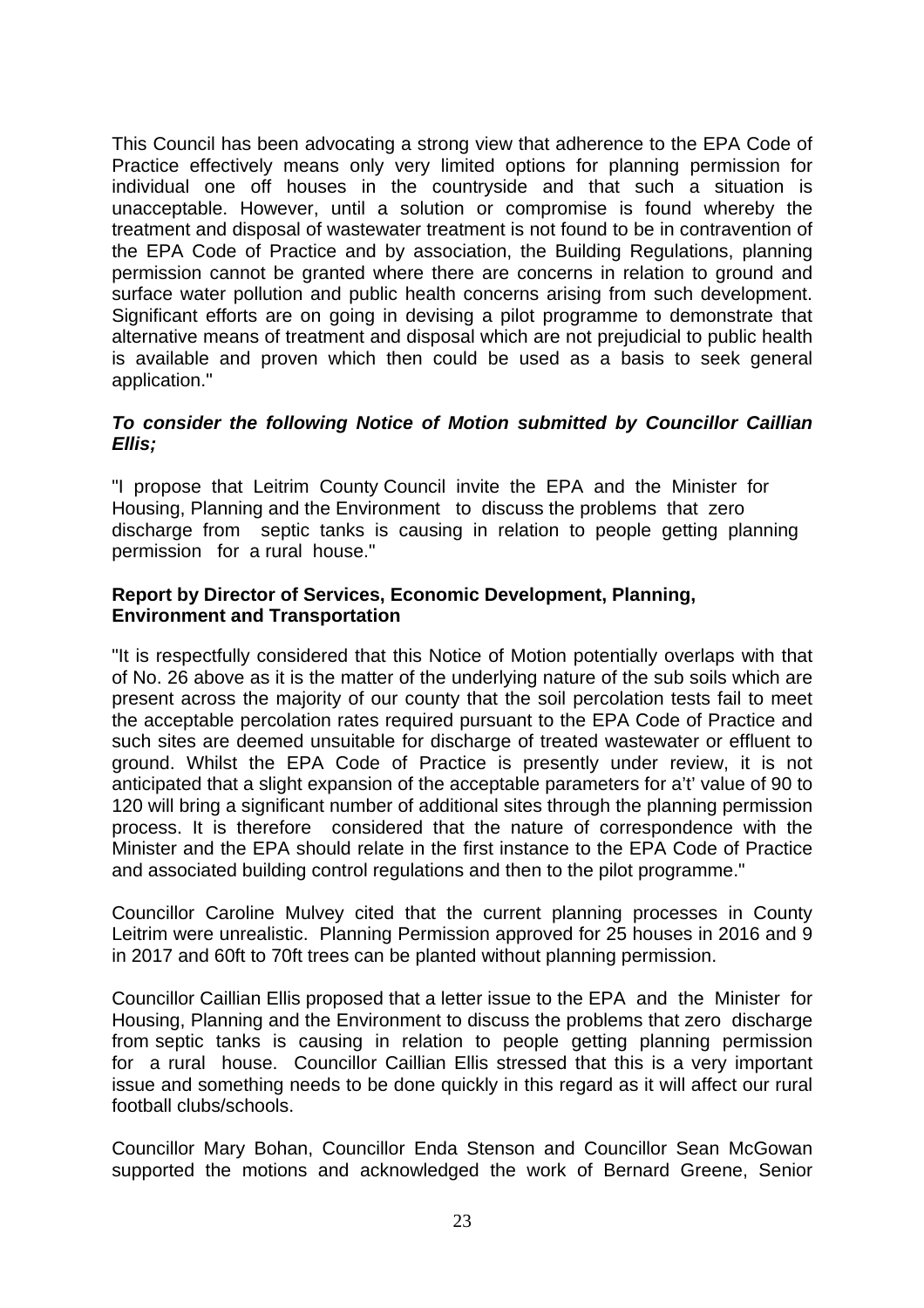This Council has been advocating a strong view that adherence to the EPA Code of Practice effectively means only very limited options for planning permission for individual one off houses in the countryside and that such a situation is unacceptable. However, until a solution or compromise is found whereby the treatment and disposal of wastewater treatment is not found to be in contravention of the EPA Code of Practice and by association, the Building Regulations, planning permission cannot be granted where there are concerns in relation to ground and surface water pollution and public health concerns arising from such development. Significant efforts are on going in devising a pilot programme to demonstrate that alternative means of treatment and disposal which are not prejudicial to public health is available and proven which then could be used as a basis to seek general application."

***To consider the following Notice of Motion submitted by Councillor Caillian Ellis;***

"I propose that Leitrim County Council invite the EPA and the Minister for Housing, Planning and the Environment to discuss the problems that zero discharge from septic tanks is causing in relation to people getting planning permission for a rural house."

**Report by Director of Services, Economic Development, Planning, Environment and Transportation**

"It is respectfully considered that this Notice of Motion potentially overlaps with that of No. 26 above as it is the matter of the underlying nature of the sub soils which are present across the majority of our county that the soil percolation tests fail to meet the acceptable percolation rates required pursuant to the EPA Code of Practice and such sites are deemed unsuitable for discharge of treated wastewater or effluent to ground. Whilst the EPA Code of Practice is presently under review, it is not anticipated that a slight expansion of the acceptable parameters for a't' value of 90 to 120 will bring a significant number of additional sites through the planning permission process. It is therefore considered that the nature of correspondence with the Minister and the EPA should relate in the first instance to the EPA Code of Practice and associated building control regulations and then to the pilot programme."

Councillor Caroline Mulvey cited that the current planning processes in County Leitrim were unrealistic. Planning Permission approved for 25 houses in 2016 and 9 in 2017 and 60ft to 70ft trees can be planted without planning permission.

Councillor Caillian Ellis proposed that a letter issue to the EPA and the Minister for Housing, Planning and the Environment to discuss the problems that zero discharge from septic tanks is causing in relation to people getting planning permission for a rural house. Councillor Caillian Ellis stressed that this is a very important issue and something needs to be done quickly in this regard as it will affect our rural football clubs/schools.

Councillor Mary Bohan, Councillor Enda Stenson and Councillor Sean McGowan supported the motions and acknowledged the work of Bernard Greene, Senior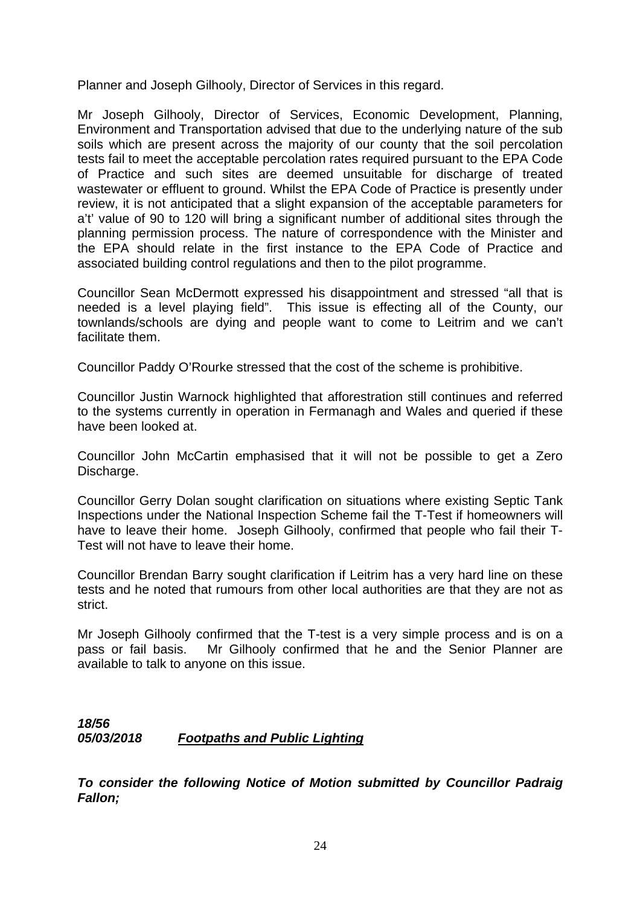Planner and Joseph Gilhooly, Director of Services in this regard.

Mr Joseph Gilhooly, Director of Services, Economic Development, Planning, Environment and Transportation advised that due to the underlying nature of the sub soils which are present across the majority of our county that the soil percolation tests fail to meet the acceptable percolation rates required pursuant to the EPA Code of Practice and such sites are deemed unsuitable for discharge of treated wastewater or effluent to ground. Whilst the EPA Code of Practice is presently under review, it is not anticipated that a slight expansion of the acceptable parameters for a't' value of 90 to 120 will bring a significant number of additional sites through the planning permission process. The nature of correspondence with the Minister and the EPA should relate in the first instance to the EPA Code of Practice and associated building control regulations and then to the pilot programme.

Councillor Sean McDermott expressed his disappointment and stressed "all that is needed is a level playing field". This issue is effecting all of the County, our townlands/schools are dying and people want to come to Leitrim and we can't facilitate them.

Councillor Paddy O'Rourke stressed that the cost of the scheme is prohibitive.

Councillor Justin Warnock highlighted that afforestration still continues and referred to the systems currently in operation in Fermanagh and Wales and queried if these have been looked at.

Councillor John McCartin emphasised that it will not be possible to get a Zero Discharge.

Councillor Gerry Dolan sought clarification on situations where existing Septic Tank Inspections under the National Inspection Scheme fail the T-Test if homeowners will have to leave their home. Joseph Gilhooly, confirmed that people who fail their T-Test will not have to leave their home.

Councillor Brendan Barry sought clarification if Leitrim has a very hard line on these tests and he noted that rumours from other local authorities are that they are not as strict.

Mr Joseph Gilhooly confirmed that the T-test is a very simple process and is on a pass or fail basis. Mr Gilhooly confirmed that he and the Senior Planner are available to talk to anyone on this issue.

***18/56***
***05/03/2018*** ***<u>Footpaths and Public Lighting</u>***

***To consider the following Notice of Motion submitted by Councillor Padraig Fallon;***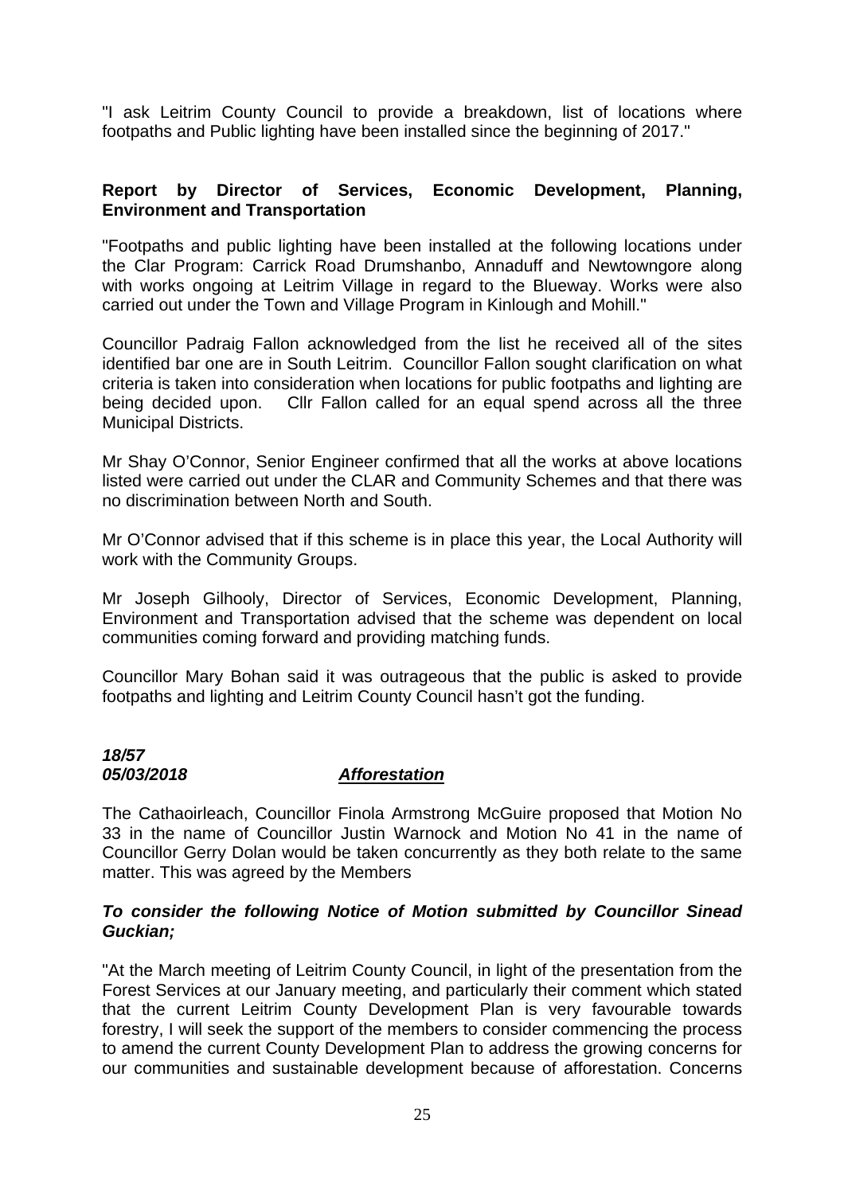"I ask Leitrim County Council to provide a breakdown, list of locations where footpaths and Public lighting have been installed since the beginning of 2017."

**Report by Director of Services, Economic Development, Planning, Environment and Transportation**

"Footpaths and public lighting have been installed at the following locations under the Clar Program: Carrick Road Drumshanbo, Annaduff and Newtowngore along with works ongoing at Leitrim Village in regard to the Blueway. Works were also carried out under the Town and Village Program in Kinlough and Mohill."

Councillor Padraig Fallon acknowledged from the list he received all of the sites identified bar one are in South Leitrim. Councillor Fallon sought clarification on what criteria is taken into consideration when locations for public footpaths and lighting are being decided upon. Cllr Fallon called for an equal spend across all the three Municipal Districts.

Mr Shay O'Connor, Senior Engineer confirmed that all the works at above locations listed were carried out under the CLAR and Community Schemes and that there was no discrimination between North and South.

Mr O'Connor advised that if this scheme is in place this year, the Local Authority will work with the Community Groups.

Mr Joseph Gilhooly, Director of Services, Economic Development, Planning, Environment and Transportation advised that the scheme was dependent on local communities coming forward and providing matching funds.

Councillor Mary Bohan said it was outrageous that the public is asked to provide footpaths and lighting and Leitrim County Council hasn't got the funding.

***18/57***
***05/03/2018*** ***Afforestation***

The Cathaoirleach, Councillor Finola Armstrong McGuire proposed that Motion No 33 in the name of Councillor Justin Warnock and Motion No 41 in the name of Councillor Gerry Dolan would be taken concurrently as they both relate to the same matter. This was agreed by the Members

***To consider the following Notice of Motion submitted by Councillor Sinead Guckian;***

"At the March meeting of Leitrim County Council, in light of the presentation from the Forest Services at our January meeting, and particularly their comment which stated that the current Leitrim County Development Plan is very favourable towards forestry, I will seek the support of the members to consider commencing the process to amend the current County Development Plan to address the growing concerns for our communities and sustainable development because of afforestation. Concerns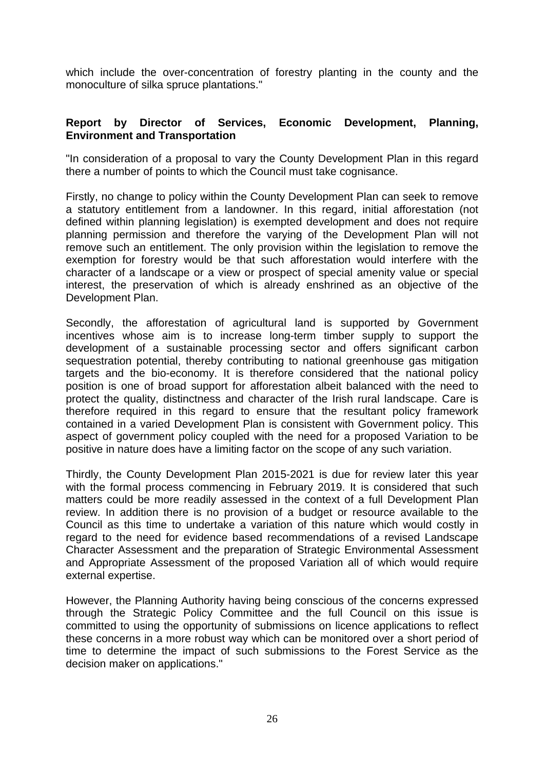which include the over-concentration of forestry planting in the county and the monoculture of silka spruce plantations."

**Report by Director of Services, Economic Development, Planning, Environment and Transportation**

"In consideration of a proposal to vary the County Development Plan in this regard there a number of points to which the Council must take cognisance.

Firstly, no change to policy within the County Development Plan can seek to remove a statutory entitlement from a landowner. In this regard, initial afforestation (not defined within planning legislation) is exempted development and does not require planning permission and therefore the varying of the Development Plan will not remove such an entitlement. The only provision within the legislation to remove the exemption for forestry would be that such afforestation would interfere with the character of a landscape or a view or prospect of special amenity value or special interest, the preservation of which is already enshrined as an objective of the Development Plan.

Secondly, the afforestation of agricultural land is supported by Government incentives whose aim is to increase long-term timber supply to support the development of a sustainable processing sector and offers significant carbon sequestration potential, thereby contributing to national greenhouse gas mitigation targets and the bio-economy. It is therefore considered that the national policy position is one of broad support for afforestation albeit balanced with the need to protect the quality, distinctness and character of the Irish rural landscape. Care is therefore required in this regard to ensure that the resultant policy framework contained in a varied Development Plan is consistent with Government policy. This aspect of government policy coupled with the need for a proposed Variation to be positive in nature does have a limiting factor on the scope of any such variation.

Thirdly, the County Development Plan 2015-2021 is due for review later this year with the formal process commencing in February 2019. It is considered that such matters could be more readily assessed in the context of a full Development Plan review. In addition there is no provision of a budget or resource available to the Council as this time to undertake a variation of this nature which would costly in regard to the need for evidence based recommendations of a revised Landscape Character Assessment and the preparation of Strategic Environmental Assessment and Appropriate Assessment of the proposed Variation all of which would require external expertise.

However, the Planning Authority having being conscious of the concerns expressed through the Strategic Policy Committee and the full Council on this issue is committed to using the opportunity of submissions on licence applications to reflect these concerns in a more robust way which can be monitored over a short period of time to determine the impact of such submissions to the Forest Service as the decision maker on applications."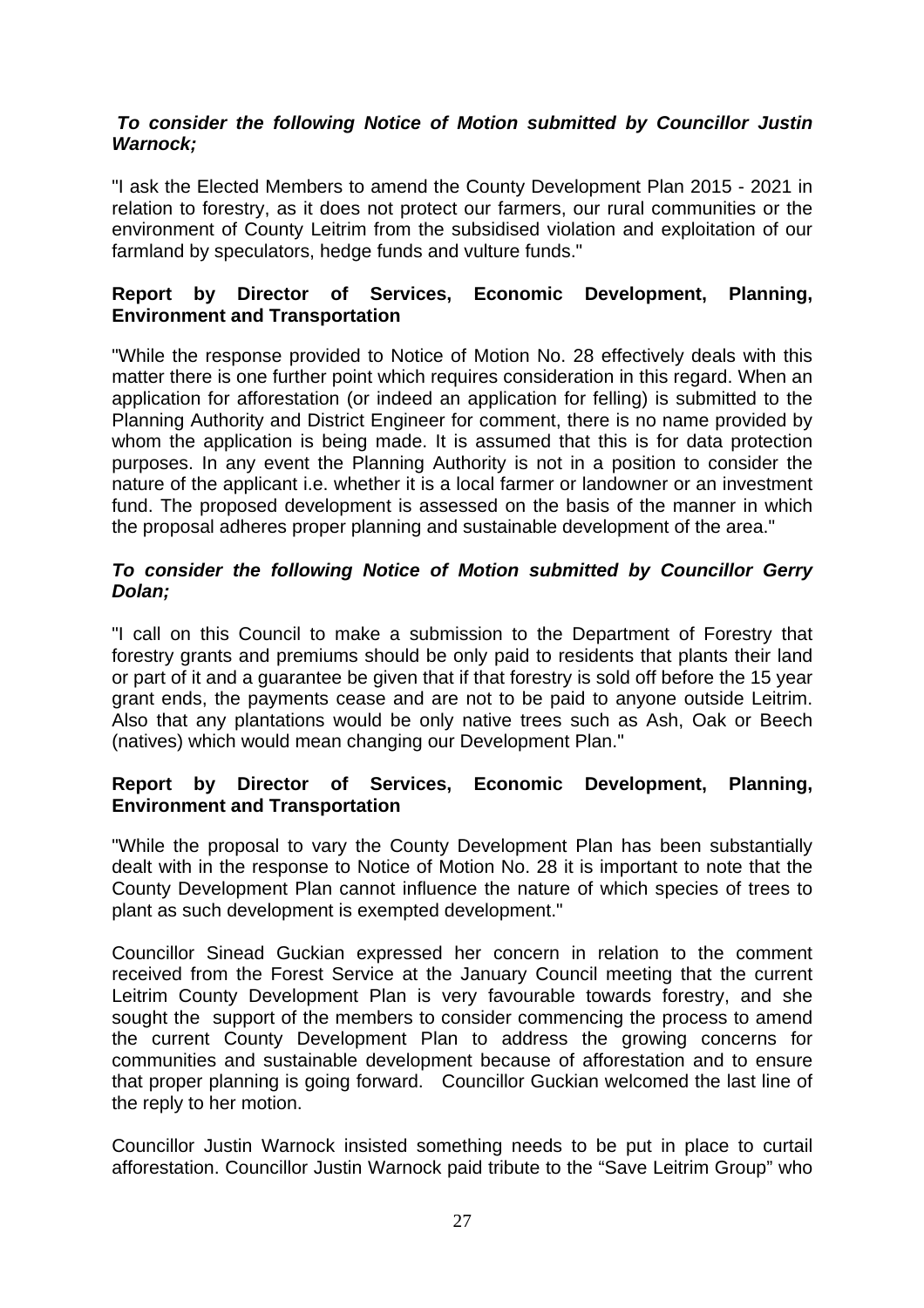***To consider the following Notice of Motion submitted by Councillor Justin Warnock;***

"I ask the Elected Members to amend the County Development Plan 2015 - 2021 in relation to forestry, as it does not protect our farmers, our rural communities or the environment of County Leitrim from the subsidised violation and exploitation of our farmland by speculators, hedge funds and vulture funds."

**Report by Director of Services, Economic Development, Planning, Environment and Transportation**

"While the response provided to Notice of Motion No. 28 effectively deals with this matter there is one further point which requires consideration in this regard. When an application for afforestation (or indeed an application for felling) is submitted to the Planning Authority and District Engineer for comment, there is no name provided by whom the application is being made. It is assumed that this is for data protection purposes. In any event the Planning Authority is not in a position to consider the nature of the applicant i.e. whether it is a local farmer or landowner or an investment fund. The proposed development is assessed on the basis of the manner in which the proposal adheres proper planning and sustainable development of the area."

***To consider the following Notice of Motion submitted by Councillor Gerry Dolan;***

"I call on this Council to make a submission to the Department of Forestry that forestry grants and premiums should be only paid to residents that plants their land or part of it and a guarantee be given that if that forestry is sold off before the 15 year grant ends, the payments cease and are not to be paid to anyone outside Leitrim. Also that any plantations would be only native trees such as Ash, Oak or Beech (natives) which would mean changing our Development Plan."

**Report by Director of Services, Economic Development, Planning, Environment and Transportation**

"While the proposal to vary the County Development Plan has been substantially dealt with in the response to Notice of Motion No. 28 it is important to note that the County Development Plan cannot influence the nature of which species of trees to plant as such development is exempted development."

Councillor Sinead Guckian expressed her concern in relation to the comment received from the Forest Service at the January Council meeting that the current Leitrim County Development Plan is very favourable towards forestry, and she sought the support of the members to consider commencing the process to amend the current County Development Plan to address the growing concerns for communities and sustainable development because of afforestation and to ensure that proper planning is going forward. Councillor Guckian welcomed the last line of the reply to her motion.

Councillor Justin Warnock insisted something needs to be put in place to curtail afforestation. Councillor Justin Warnock paid tribute to the "Save Leitrim Group" who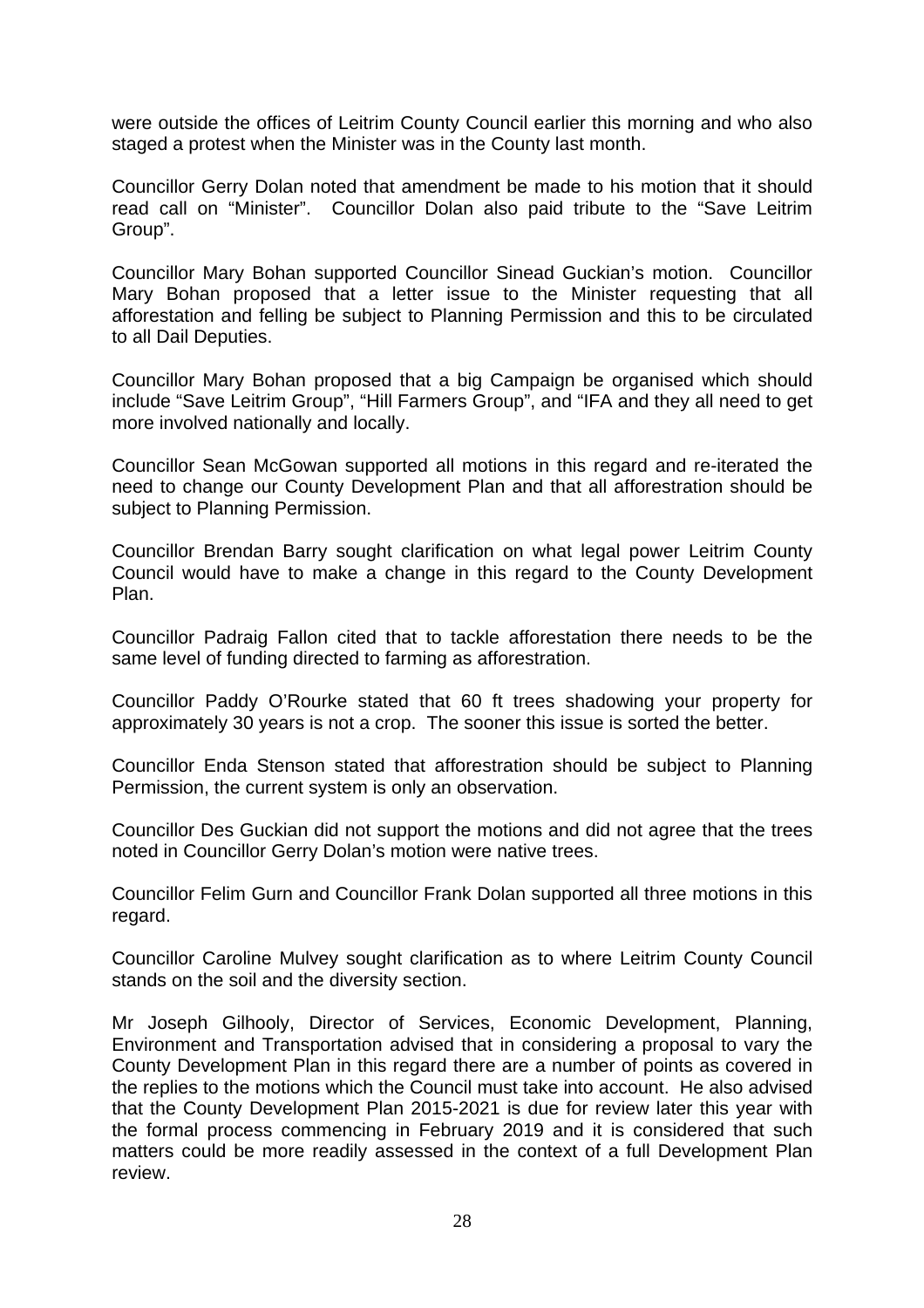were outside the offices of Leitrim County Council earlier this morning and who also staged a protest when the Minister was in the County last month.

Councillor Gerry Dolan noted that amendment be made to his motion that it should read call on "Minister". Councillor Dolan also paid tribute to the "Save Leitrim Group".

Councillor Mary Bohan supported Councillor Sinead Guckian's motion. Councillor Mary Bohan proposed that a letter issue to the Minister requesting that all afforestation and felling be subject to Planning Permission and this to be circulated to all Dail Deputies.

Councillor Mary Bohan proposed that a big Campaign be organised which should include "Save Leitrim Group", "Hill Farmers Group", and "IFA and they all need to get more involved nationally and locally.

Councillor Sean McGowan supported all motions in this regard and re-iterated the need to change our County Development Plan and that all afforestration should be subject to Planning Permission.

Councillor Brendan Barry sought clarification on what legal power Leitrim County Council would have to make a change in this regard to the County Development Plan.

Councillor Padraig Fallon cited that to tackle afforestation there needs to be the same level of funding directed to farming as afforestration.

Councillor Paddy O'Rourke stated that 60 ft trees shadowing your property for approximately 30 years is not a crop. The sooner this issue is sorted the better.

Councillor Enda Stenson stated that afforestration should be subject to Planning Permission, the current system is only an observation.

Councillor Des Guckian did not support the motions and did not agree that the trees noted in Councillor Gerry Dolan's motion were native trees.

Councillor Felim Gurn and Councillor Frank Dolan supported all three motions in this regard.

Councillor Caroline Mulvey sought clarification as to where Leitrim County Council stands on the soil and the diversity section.

Mr Joseph Gilhooly, Director of Services, Economic Development, Planning, Environment and Transportation advised that in considering a proposal to vary the County Development Plan in this regard there are a number of points as covered in the replies to the motions which the Council must take into account. He also advised that the County Development Plan 2015-2021 is due for review later this year with the formal process commencing in February 2019 and it is considered that such matters could be more readily assessed in the context of a full Development Plan review.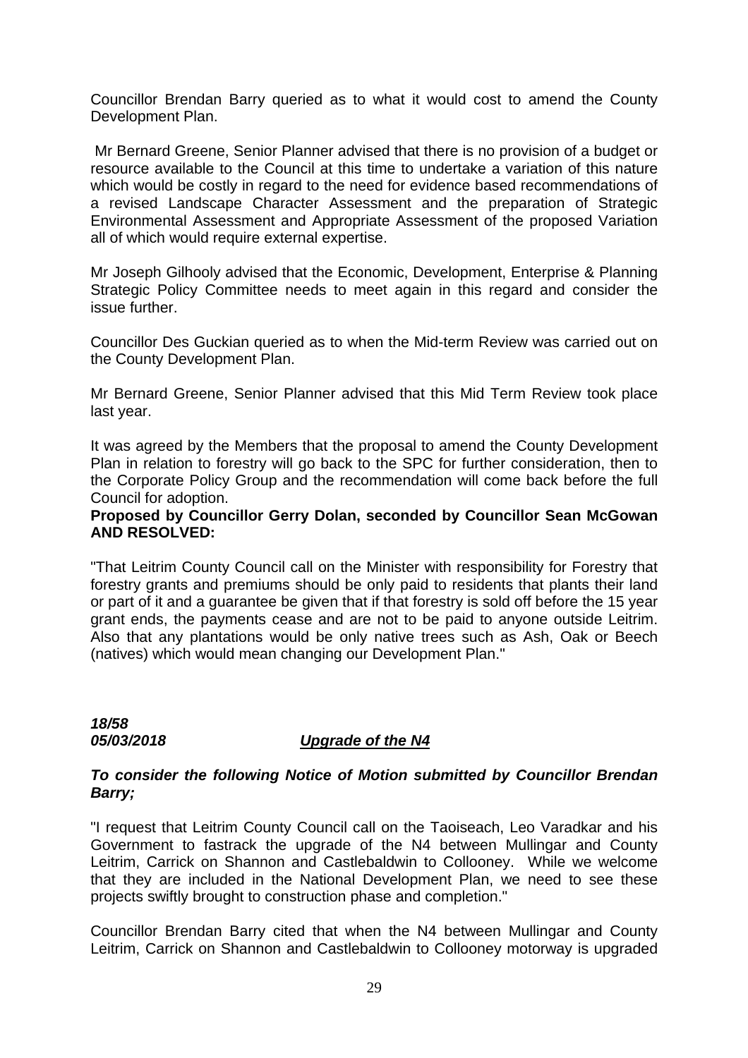Councillor Brendan Barry queried as to what it would cost to amend the County Development Plan.

Mr Bernard Greene, Senior Planner advised that there is no provision of a budget or resource available to the Council at this time to undertake a variation of this nature which would be costly in regard to the need for evidence based recommendations of a revised Landscape Character Assessment and the preparation of Strategic Environmental Assessment and Appropriate Assessment of the proposed Variation all of which would require external expertise.

Mr Joseph Gilhooly advised that the Economic, Development, Enterprise & Planning Strategic Policy Committee needs to meet again in this regard and consider the issue further.

Councillor Des Guckian queried as to when the Mid-term Review was carried out on the County Development Plan.

Mr Bernard Greene, Senior Planner advised that this Mid Term Review took place last year.

It was agreed by the Members that the proposal to amend the County Development Plan in relation to forestry will go back to the SPC for further consideration, then to the Corporate Policy Group and the recommendation will come back before the full Council for adoption.

**Proposed by Councillor Gerry Dolan, seconded by Councillor Sean McGowan AND RESOLVED:**

"That Leitrim County Council call on the Minister with responsibility for Forestry that forestry grants and premiums should be only paid to residents that plants their land or part of it and a guarantee be given that if that forestry is sold off before the 15 year grant ends, the payments cease and are not to be paid to anyone outside Leitrim. Also that any plantations would be only native trees such as Ash, Oak or Beech (natives) which would mean changing our Development Plan."

***18/58***
***05/03/2018*** ***Upgrade of the N4***

***To consider the following Notice of Motion submitted by Councillor Brendan Barry;***

"I request that Leitrim County Council call on the Taoiseach, Leo Varadkar and his Government to fastrack the upgrade of the N4 between Mullingar and County Leitrim, Carrick on Shannon and Castlebaldwin to Collooney. While we welcome that they are included in the National Development Plan, we need to see these projects swiftly brought to construction phase and completion."

Councillor Brendan Barry cited that when the N4 between Mullingar and County Leitrim, Carrick on Shannon and Castlebaldwin to Collooney motorway is upgraded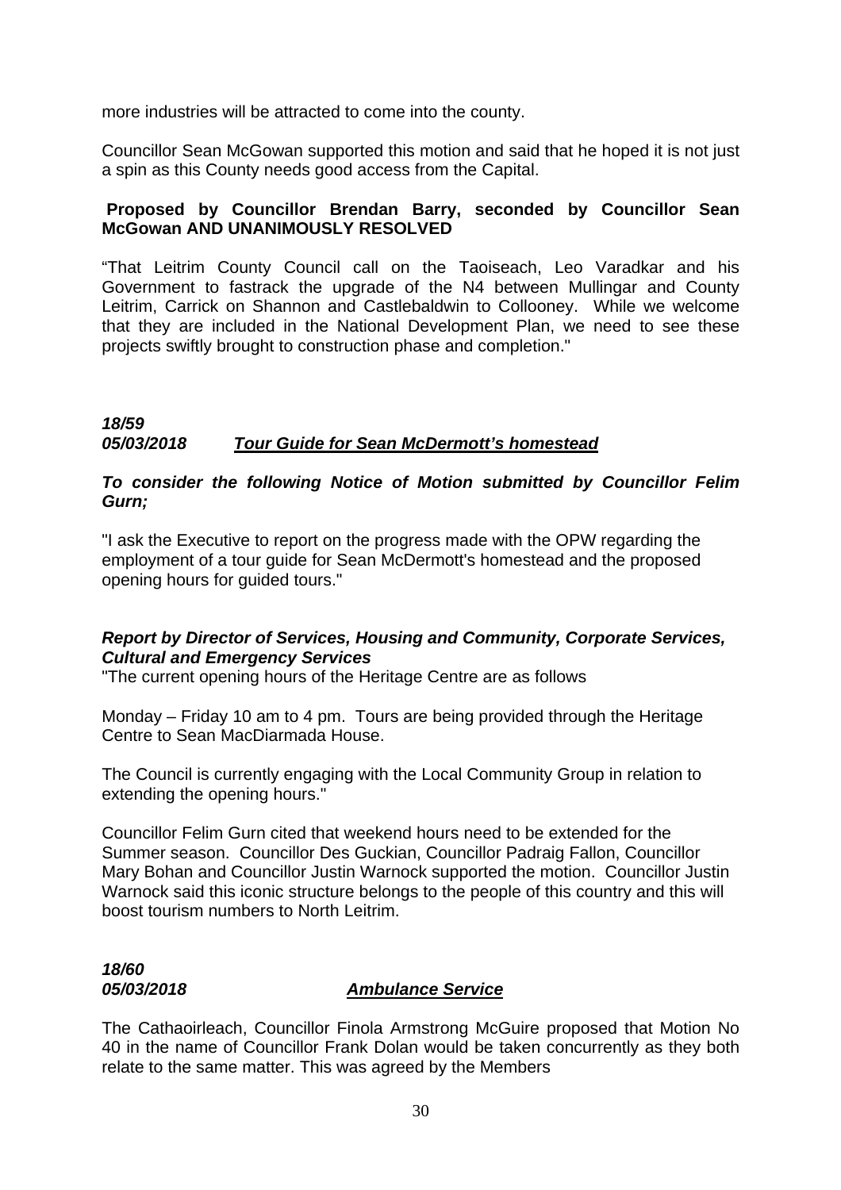more industries will be attracted to come into the county.

Councillor Sean McGowan supported this motion and said that he hoped it is not just a spin as this County needs good access from the Capital.

**Proposed by Councillor Brendan Barry, seconded by Councillor Sean McGowan AND UNANIMOUSLY RESOLVED**

“That Leitrim County Council call on the Taoiseach, Leo Varadkar and his Government to fastrack the upgrade of the N4 between Mullingar and County Leitrim, Carrick on Shannon and Castlebaldwin to Collooney. While we welcome that they are included in the National Development Plan, we need to see these projects swiftly brought to construction phase and completion."

***18/59***
***05/03/2018*** ***<u>Tour Guide for Sean McDermott’s homestead</u>***

***To consider the following Notice of Motion submitted by Councillor Felim Gurn;***

"I ask the Executive to report on the progress made with the OPW regarding the employment of a tour guide for Sean McDermott's homestead and the proposed opening hours for guided tours."

***Report by Director of Services, Housing and Community, Corporate Services, Cultural and Emergency Services***

"The current opening hours of the Heritage Centre are as follows

Monday – Friday 10 am to 4 pm. Tours are being provided through the Heritage Centre to Sean MacDiarmada House.

The Council is currently engaging with the Local Community Group in relation to extending the opening hours."

Councillor Felim Gurn cited that weekend hours need to be extended for the Summer season. Councillor Des Guckian, Councillor Padraig Fallon, Councillor Mary Bohan and Councillor Justin Warnock supported the motion. Councillor Justin Warnock said this iconic structure belongs to the people of this country and this will boost tourism numbers to North Leitrim.

***18/60***
***05/03/2018*** ***<u>Ambulance Service</u>***

The Cathaoirleach, Councillor Finola Armstrong McGuire proposed that Motion No 40 in the name of Councillor Frank Dolan would be taken concurrently as they both relate to the same matter. This was agreed by the Members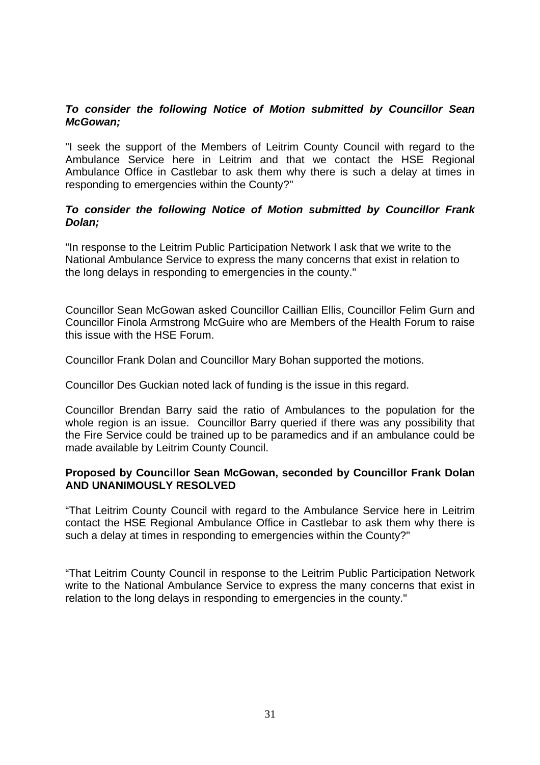***To consider the following Notice of Motion submitted by Councillor Sean McGowan;***

"I seek the support of the Members of Leitrim County Council with regard to the Ambulance Service here in Leitrim and that we contact the HSE Regional Ambulance Office in Castlebar to ask them why there is such a delay at times in responding to emergencies within the County?"

***To consider the following Notice of Motion submitted by Councillor Frank Dolan;***

"In response to the Leitrim Public Participation Network I ask that we write to the National Ambulance Service to express the many concerns that exist in relation to the long delays in responding to emergencies in the county."

Councillor Sean McGowan asked Councillor Caillian Ellis, Councillor Felim Gurn and Councillor Finola Armstrong McGuire who are Members of the Health Forum to raise this issue with the HSE Forum.

Councillor Frank Dolan and Councillor Mary Bohan supported the motions.

Councillor Des Guckian noted lack of funding is the issue in this regard.

Councillor Brendan Barry said the ratio of Ambulances to the population for the whole region is an issue. Councillor Barry queried if there was any possibility that the Fire Service could be trained up to be paramedics and if an ambulance could be made available by Leitrim County Council.

**Proposed by Councillor Sean McGowan, seconded by Councillor Frank Dolan AND UNANIMOUSLY RESOLVED**

"That Leitrim County Council with regard to the Ambulance Service here in Leitrim contact the HSE Regional Ambulance Office in Castlebar to ask them why there is such a delay at times in responding to emergencies within the County?"

"That Leitrim County Council in response to the Leitrim Public Participation Network write to the National Ambulance Service to express the many concerns that exist in relation to the long delays in responding to emergencies in the county."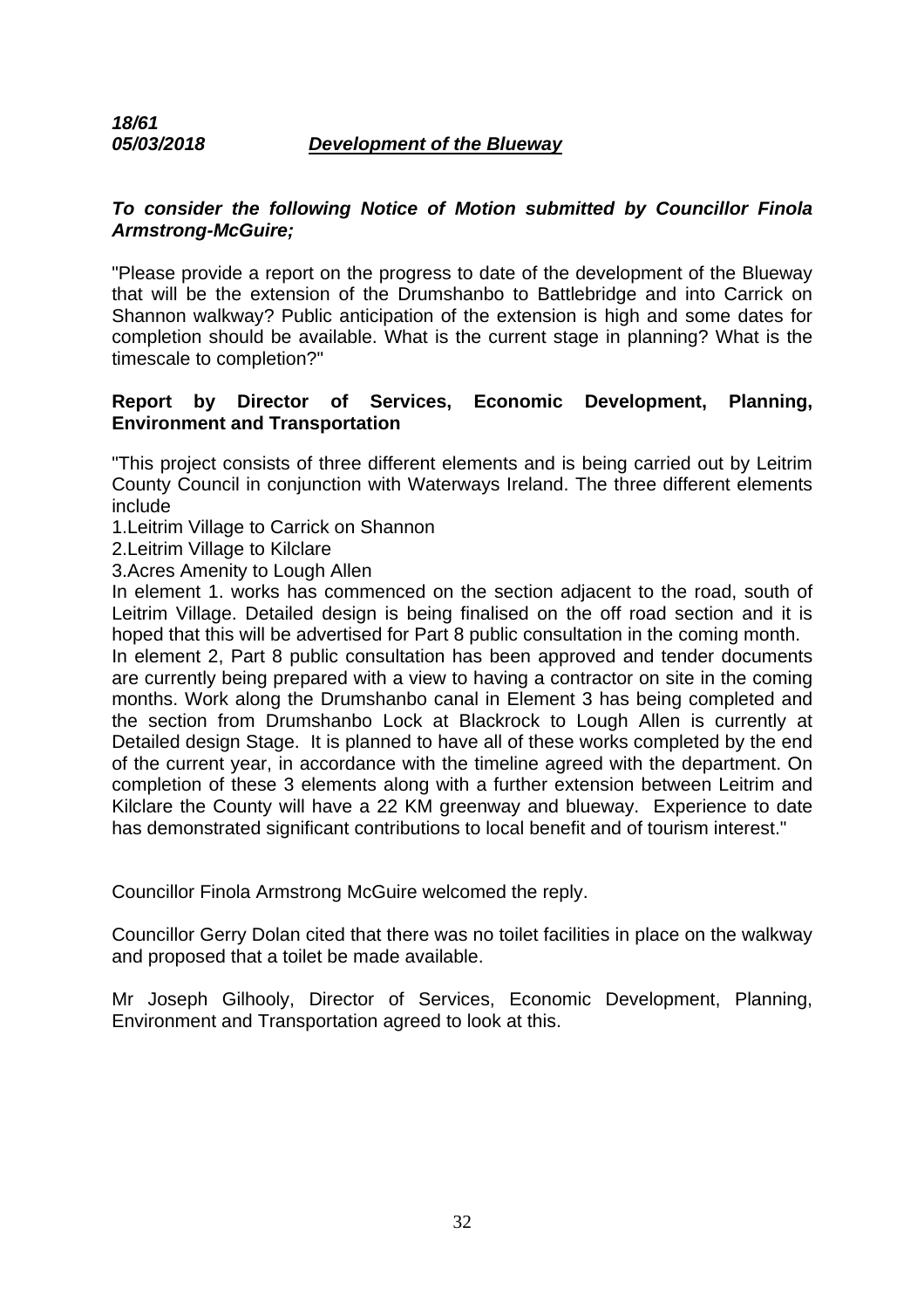***18/61***
***05/03/2018*** ***<u>Development of the Blueway</u>***

***To consider the following Notice of Motion submitted by Councillor Finola Armstrong-McGuire;***

"Please provide a report on the progress to date of the development of the Blueway that will be the extension of the Drumshanbo to Battlebridge and into Carrick on Shannon walkway? Public anticipation of the extension is high and some dates for completion should be available. What is the current stage in planning? What is the timescale to completion?"

**Report by Director of Services, Economic Development, Planning, Environment and Transportation**

"This project consists of three different elements and is being carried out by Leitrim County Council in conjunction with Waterways Ireland. The three different elements include

1.Leitrim Village to Carrick on Shannon
2.Leitrim Village to Kilclare
3.Acres Amenity to Lough Allen

In element 1. works has commenced on the section adjacent to the road, south of Leitrim Village. Detailed design is being finalised on the off road section and it is hoped that this will be advertised for Part 8 public consultation in the coming month.
In element 2, Part 8 public consultation has been approved and tender documents are currently being prepared with a view to having a contractor on site in the coming months. Work along the Drumshanbo canal in Element 3 has being completed and the section from Drumshanbo Lock at Blackrock to Lough Allen is currently at Detailed design Stage. It is planned to have all of these works completed by the end of the current year, in accordance with the timeline agreed with the department. On completion of these 3 elements along with a further extension between Leitrim and Kilclare the County will have a 22 KM greenway and blueway. Experience to date has demonstrated significant contributions to local benefit and of tourism interest."

Councillor Finola Armstrong McGuire welcomed the reply.

Councillor Gerry Dolan cited that there was no toilet facilities in place on the walkway and proposed that a toilet be made available.

Mr Joseph Gilhooly, Director of Services, Economic Development, Planning, Environment and Transportation agreed to look at this.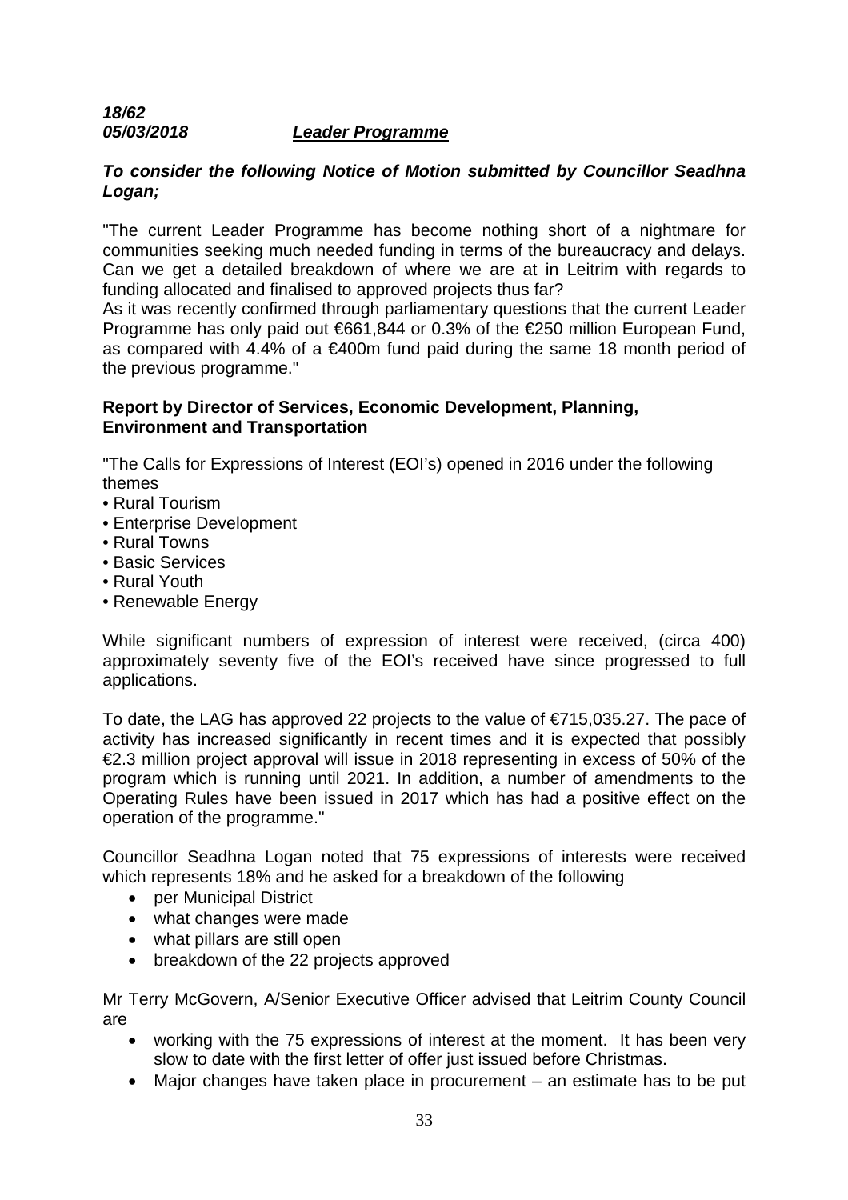***18/62***
***05/03/2018*** ***<u>Leader Programme</u>***

***To consider the following Notice of Motion submitted by Councillor Seadhna Logan;***

"The current Leader Programme has become nothing short of a nightmare for communities seeking much needed funding in terms of the bureaucracy and delays. Can we get a detailed breakdown of where we are at in Leitrim with regards to funding allocated and finalised to approved projects thus far?
As it was recently confirmed through parliamentary questions that the current Leader Programme has only paid out €661,844 or 0.3% of the €250 million European Fund, as compared with 4.4% of a €400m fund paid during the same 18 month period of the previous programme."

**Report by Director of Services, Economic Development, Planning, Environment and Transportation**

"The Calls for Expressions of Interest (EOI's) opened in 2016 under the following themes

- Rural Tourism
- Enterprise Development
- Rural Towns
- Basic Services
- Rural Youth
- Renewable Energy

While significant numbers of expression of interest were received, (circa 400) approximately seventy five of the EOI's received have since progressed to full applications.

To date, the LAG has approved 22 projects to the value of €715,035.27. The pace of activity has increased significantly in recent times and it is expected that possibly €2.3 million project approval will issue in 2018 representing in excess of 50% of the program which is running until 2021. In addition, a number of amendments to the Operating Rules have been issued in 2017 which has had a positive effect on the operation of the programme."

Councillor Seadhna Logan noted that 75 expressions of interests were received which represents 18% and he asked for a breakdown of the following

- per Municipal District
- what changes were made
- what pillars are still open
- breakdown of the 22 projects approved

Mr Terry McGovern, A/Senior Executive Officer advised that Leitrim County Council are

- working with the 75 expressions of interest at the moment. It has been very slow to date with the first letter of offer just issued before Christmas.
- Major changes have taken place in procurement – an estimate has to be put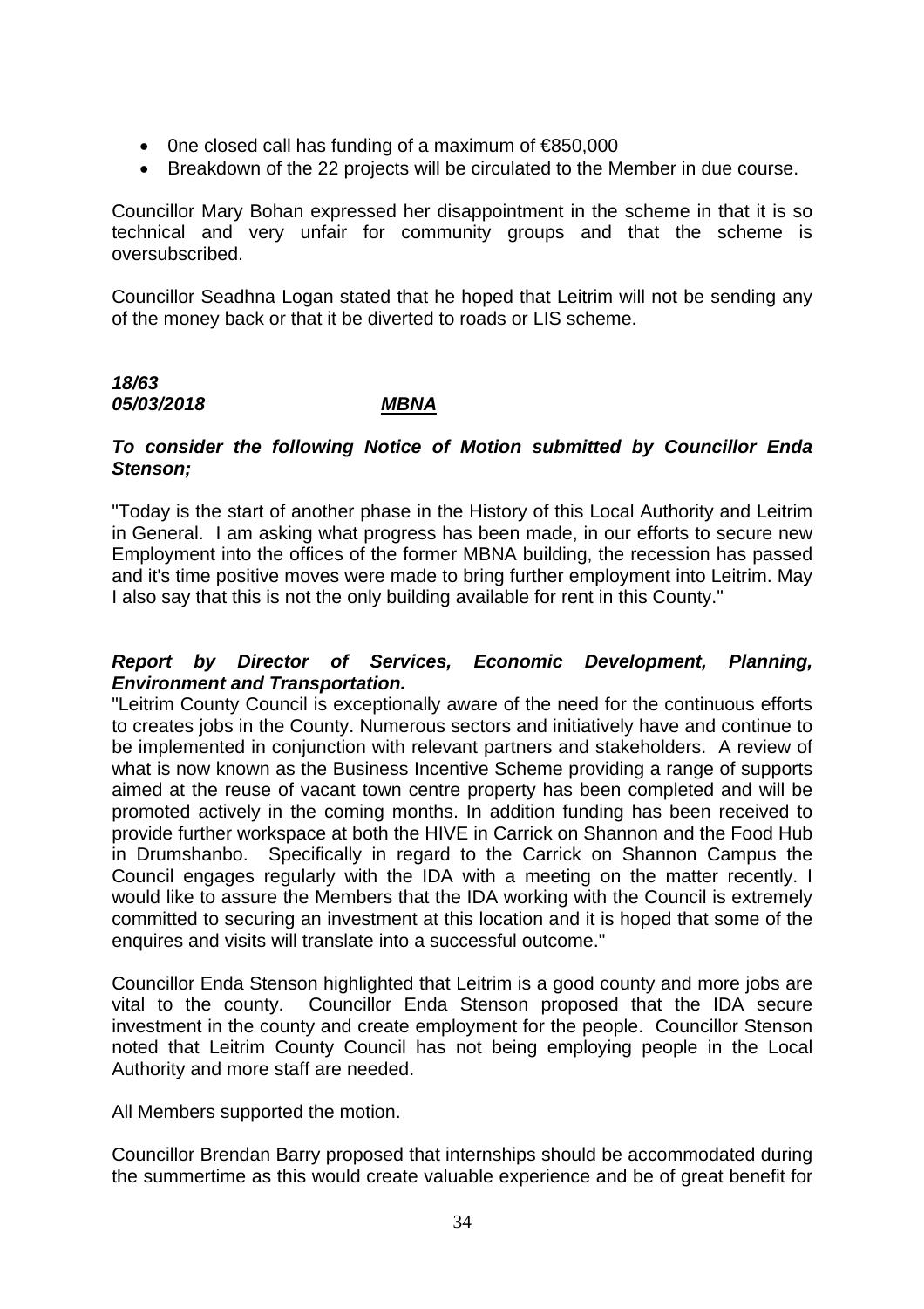- 0ne closed call has funding of a maximum of €850,000
- Breakdown of the 22 projects will be circulated to the Member in due course.

Councillor Mary Bohan expressed her disappointment in the scheme in that it is so technical and very unfair for community groups and that the scheme is oversubscribed.

Councillor Seadhna Logan stated that he hoped that Leitrim will not be sending any of the money back or that it be diverted to roads or LIS scheme.

***18/63***
***05/03/2018*** ***MBNA***

***To consider the following Notice of Motion submitted by Councillor Enda Stenson;***

"Today is the start of another phase in the History of this Local Authority and Leitrim in General. I am asking what progress has been made, in our efforts to secure new Employment into the offices of the former MBNA building, the recession has passed and it's time positive moves were made to bring further employment into Leitrim. May I also say that this is not the only building available for rent in this County."

***Report by Director of Services, Economic Development, Planning, Environment and Transportation.***

"Leitrim County Council is exceptionally aware of the need for the continuous efforts to creates jobs in the County. Numerous sectors and initiatively have and continue to be implemented in conjunction with relevant partners and stakeholders. A review of what is now known as the Business Incentive Scheme providing a range of supports aimed at the reuse of vacant town centre property has been completed and will be promoted actively in the coming months. In addition funding has been received to provide further workspace at both the HIVE in Carrick on Shannon and the Food Hub in Drumshanbo. Specifically in regard to the Carrick on Shannon Campus the Council engages regularly with the IDA with a meeting on the matter recently. I would like to assure the Members that the IDA working with the Council is extremely committed to securing an investment at this location and it is hoped that some of the enquires and visits will translate into a successful outcome."

Councillor Enda Stenson highlighted that Leitrim is a good county and more jobs are vital to the county. Councillor Enda Stenson proposed that the IDA secure investment in the county and create employment for the people. Councillor Stenson noted that Leitrim County Council has not being employing people in the Local Authority and more staff are needed.

All Members supported the motion.

Councillor Brendan Barry proposed that internships should be accommodated during the summertime as this would create valuable experience and be of great benefit for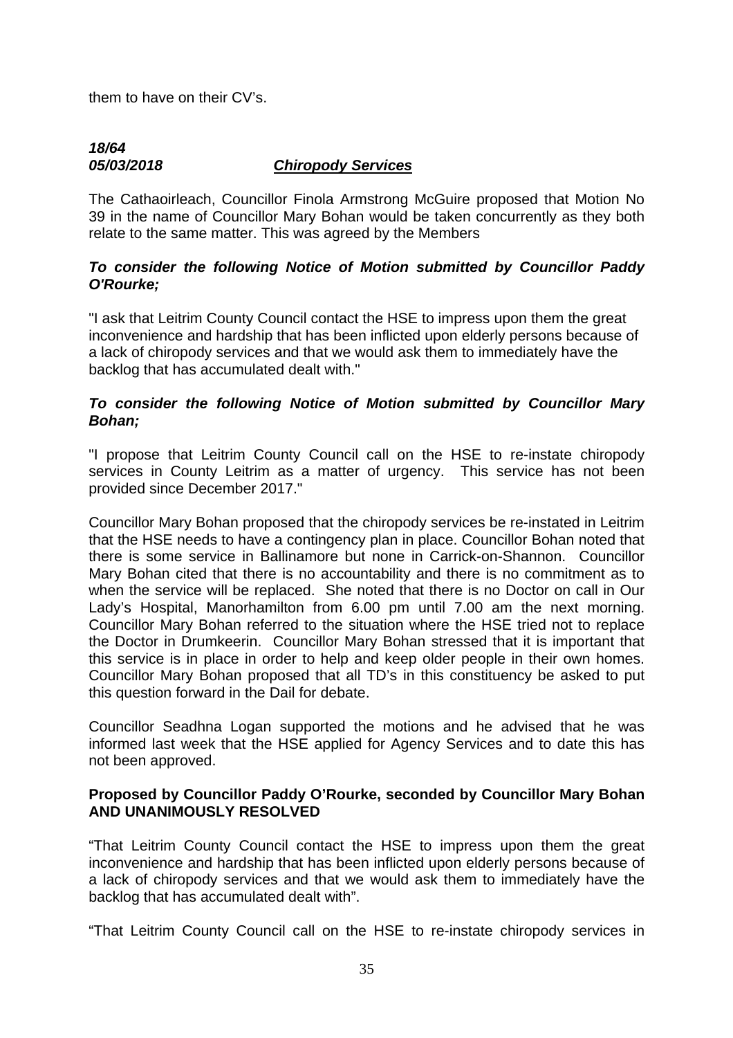them to have on their CV's.

***18/64***
***05/03/2018*** ***Chiropody Services***

The Cathaoirleach, Councillor Finola Armstrong McGuire proposed that Motion No 39 in the name of Councillor Mary Bohan would be taken concurrently as they both relate to the same matter. This was agreed by the Members

***To consider the following Notice of Motion submitted by Councillor Paddy O'Rourke;***

"I ask that Leitrim County Council contact the HSE to impress upon them the great inconvenience and hardship that has been inflicted upon elderly persons because of a lack of chiropody services and that we would ask them to immediately have the backlog that has accumulated dealt with."

***To consider the following Notice of Motion submitted by Councillor Mary Bohan;***

"I propose that Leitrim County Council call on the HSE to re-instate chiropody services in County Leitrim as a matter of urgency. This service has not been provided since December 2017."

Councillor Mary Bohan proposed that the chiropody services be re-instated in Leitrim that the HSE needs to have a contingency plan in place. Councillor Bohan noted that there is some service in Ballinamore but none in Carrick-on-Shannon. Councillor Mary Bohan cited that there is no accountability and there is no commitment as to when the service will be replaced. She noted that there is no Doctor on call in Our Lady's Hospital, Manorhamilton from 6.00 pm until 7.00 am the next morning. Councillor Mary Bohan referred to the situation where the HSE tried not to replace the Doctor in Drumkeerin. Councillor Mary Bohan stressed that it is important that this service is in place in order to help and keep older people in their own homes. Councillor Mary Bohan proposed that all TD's in this constituency be asked to put this question forward in the Dail for debate.

Councillor Seadhna Logan supported the motions and he advised that he was informed last week that the HSE applied for Agency Services and to date this has not been approved.

**Proposed by Councillor Paddy O'Rourke, seconded by Councillor Mary Bohan AND UNANIMOUSLY RESOLVED**

"That Leitrim County Council contact the HSE to impress upon them the great inconvenience and hardship that has been inflicted upon elderly persons because of a lack of chiropody services and that we would ask them to immediately have the backlog that has accumulated dealt with".

"That Leitrim County Council call on the HSE to re-instate chiropody services in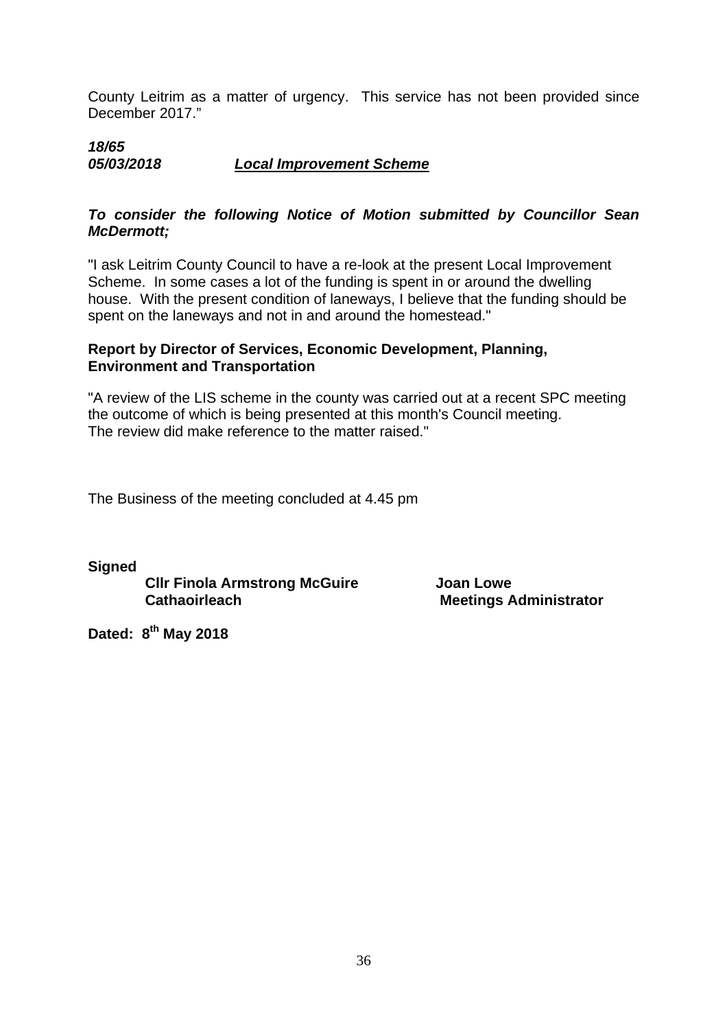County Leitrim as a matter of urgency. This service has not been provided since December 2017."

***18/65***
***05/03/2018*** ***Local Improvement Scheme***

***To consider the following Notice of Motion submitted by Councillor Sean McDermott;***

"I ask Leitrim County Council to have a re-look at the present Local Improvement Scheme. In some cases a lot of the funding is spent in or around the dwelling house. With the present condition of laneways, I believe that the funding should be spent on the laneways and not in and around the homestead."

**Report by Director of Services, Economic Development, Planning, Environment and Transportation**

"A review of the LIS scheme in the county was carried out at a recent SPC meeting the outcome of which is being presented at this month's Council meeting.
The review did make reference to the matter raised."

The Business of the meeting concluded at 4.45 pm

**Signed**

| | |
|---|---|
| **Cllr Finola Armstrong McGuire** | **Joan Lowe** |
| **Cathaoirleach** | **Meetings Administrator** |

**Dated: 8th May 2018**